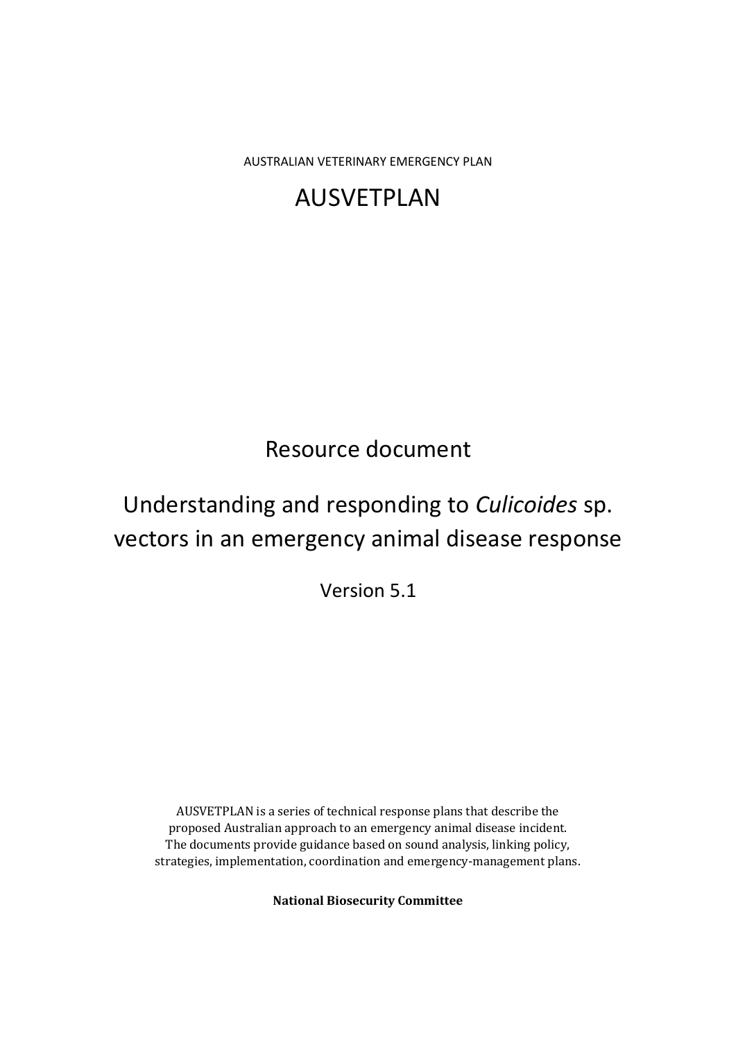AUSTRALIAN VETERINARY EMERGENCY PLAN

# AUSVETPLAN

## Resource document

## Understanding and responding to *Culicoides* sp. vectors in an emergency animal disease response

Version 5.1

AUSVETPLAN is a series of technical response plans that describe the proposed Australian approach to an emergency animal disease incident. The documents provide guidance based on sound analysis, linking policy, strategies, implementation, coordination and emergency-management plans.

**National Biosecurity Committee**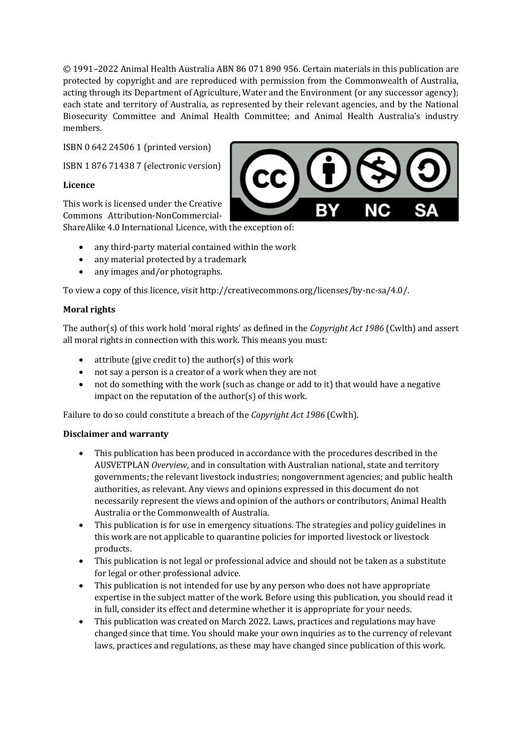© 1991–2022 Animal Health Australia ABN 86 071 890 956. Certain materials in this publication are protected by copyright and are reproduced with permission from the Commonwealth of Australia, acting through its Department of Agriculture, Water and the Environment (or any successor agency); each state and territory of Australia, as represented by their relevant agencies, and by the National Biosecurity Committee and Animal Health Committee; and Animal Health Australia's industry members.

ISBN 0 642 24506 1 (printed version)

ISBN 1 876 71438 7 (electronic version)

**Licence**

This work is licensed under the Creative Commons Attribution-NonCommercial-ShareAlike 4.0 International Licence, with the exception of:

- any third-party material contained within the work
- any material protected by a trademark
- any images and/or photographs.

To view a copy of this licence, visit http://creativecommons.org/licenses/by-nc-sa/4.0/.

**Moral rights**

The author(s) of this work hold 'moral rights' as defined in the *Copyright Act 1986* (Cwlth) and assert all moral rights in connection with this work. This means you must:

- attribute (give credit to) the author(s) of this work
- not say a person is a creator of a work when they are not
- not do something with the work (such as change or add to it) that would have a negative impact on the reputation of the author(s) of this work.

Failure to do so could constitute a breach of the *Copyright Act 1986* (Cwlth).

**Disclaimer and warranty**

- This publication has been produced in accordance with the procedures described in the AUSVETPLAN *Overview*, and in consultation with Australian national, state and territory governments; the relevant livestock industries; nongovernment agencies; and public health authorities, as relevant. Any views and opinions expressed in this document do not necessarily represent the views and opinion of the authors or contributors, Animal Health Australia or the Commonwealth of Australia.
- This publication is for use in emergency situations. The strategies and policy guidelines in this work are not applicable to quarantine policies for imported livestock or livestock products.
- This publication is not legal or professional advice and should not be taken as a substitute for legal or other professional advice.
- This publication is not intended for use by any person who does not have appropriate expertise in the subject matter of the work. Before using this publication, you should read it in full, consider its effect and determine whether it is appropriate for your needs.
- This publication was created on March 2022. Laws, practices and regulations may have changed since that time. You should make your own inquiries as to the currency of relevant laws, practices and regulations, as these may have changed since publication of this work.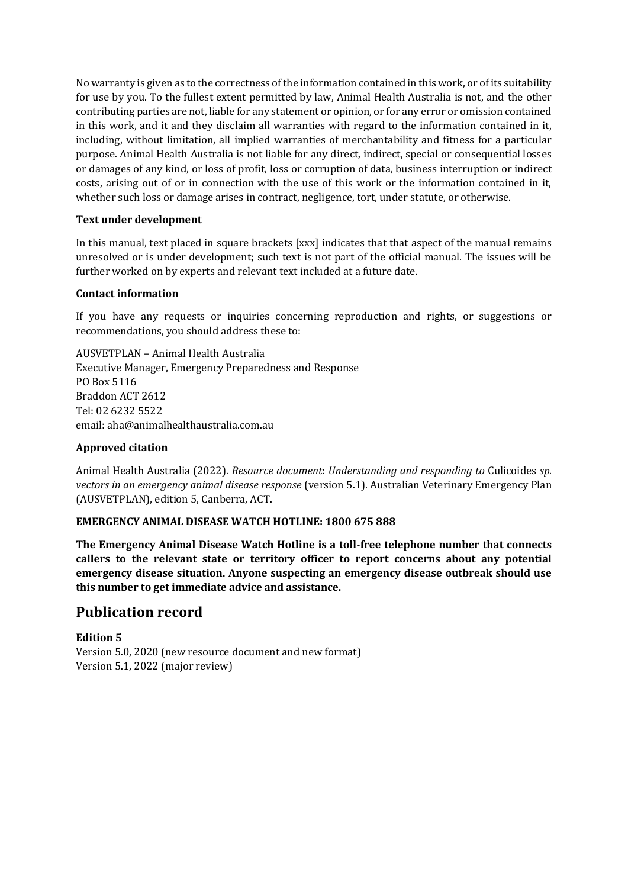No warranty is given as to the correctness of the information contained in this work, or of its suitability for use by you. To the fullest extent permitted by law, Animal Health Australia is not, and the other contributing parties are not, liable for any statement or opinion, or for any error or omission contained in this work, and it and they disclaim all warranties with regard to the information contained in it, including, without limitation, all implied warranties of merchantability and fitness for a particular purpose. Animal Health Australia is not liable for any direct, indirect, special or consequential losses or damages of any kind, or loss of profit, loss or corruption of data, business interruption or indirect costs, arising out of or in connection with the use of this work or the information contained in it, whether such loss or damage arises in contract, negligence, tort, under statute, or otherwise.

**Text under development**

In this manual, text placed in square brackets [xxx] indicates that that aspect of the manual remains unresolved or is under development; such text is not part of the official manual. The issues will be further worked on by experts and relevant text included at a future date.

**Contact information**

If you have any requests or inquiries concerning reproduction and rights, or suggestions or recommendations, you should address these to:

AUSVETPLAN – Animal Health Australia
Executive Manager, Emergency Preparedness and Response
PO Box 5116
Braddon ACT 2612
Tel: 02 6232 5522
email: aha@animalhealthaustralia.com.au

**Approved citation**

Animal Health Australia (2022). *Resource document*: *Understanding and responding to* Culicoides *sp. vectors in an emergency animal disease response* (version 5.1). Australian Veterinary Emergency Plan (AUSVETPLAN), edition 5, Canberra, ACT.

**EMERGENCY ANIMAL DISEASE WATCH HOTLINE: 1800 675 888**

**The Emergency Animal Disease Watch Hotline is a toll-free telephone number that connects callers to the relevant state or territory officer to report concerns about any potential emergency disease situation. Anyone suspecting an emergency disease outbreak should use this number to get immediate advice and assistance.**

# Publication record

**Edition 5**
Version 5.0, 2020 (new resource document and new format)
Version 5.1, 2022 (major review)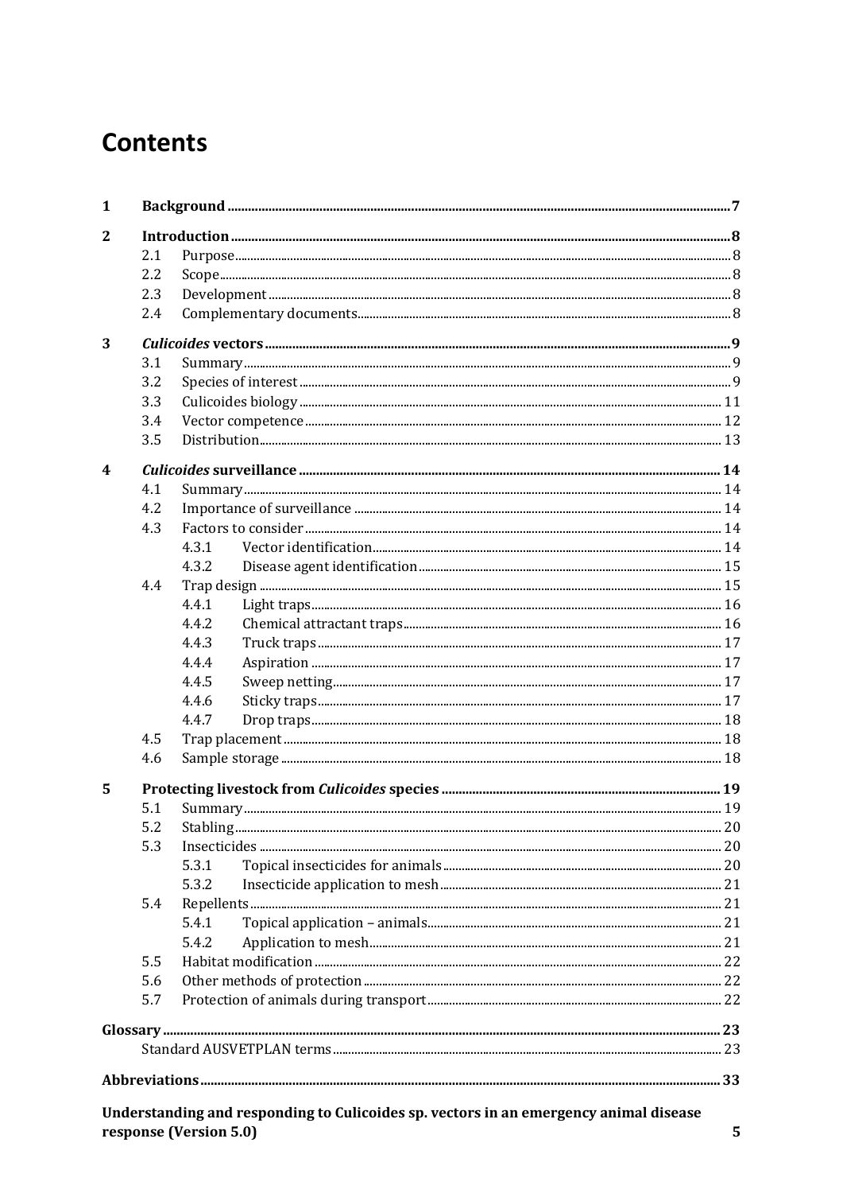# Contents

| | | | |
|---|---|---|---|
| **1** | **Background** | | **7** |
| **2** | **Introduction** | | **8** |
| | 2.1 | Purpose | 8 |
| | 2.2 | Scope | 8 |
| | 2.3 | Development | 8 |
| | 2.4 | Complementary documents | 8 |
| **3** | ***Culicoides* vectors** | | **9** |
| | 3.1 | Summary | 9 |
| | 3.2 | Species of interest | 9 |
| | 3.3 | Culicoides biology | 11 |
| | 3.4 | Vector competence | 12 |
| | 3.5 | Distribution | 13 |
| **4** | ***Culicoides* surveillance** | | **14** |
| | 4.1 | Summary | 14 |
| | 4.2 | Importance of surveillance | 14 |
| | 4.3 | Factors to consider | 14 |
| | | 4.3.1 Vector identification | 14 |
| | | 4.3.2 Disease agent identification | 15 |
| | 4.4 | Trap design | 15 |
| | | 4.4.1 Light traps | 16 |
| | | 4.4.2 Chemical attractant traps | 16 |
| | | 4.4.3 Truck traps | 17 |
| | | 4.4.4 Aspiration | 17 |
| | | 4.4.5 Sweep netting | 17 |
| | | 4.4.6 Sticky traps | 17 |
| | | 4.4.7 Drop traps | 18 |
| | 4.5 | Trap placement | 18 |
| | 4.6 | Sample storage | 18 |
| **5** | **Protecting livestock from *Culicoides* species** | | **19** |
| | 5.1 | Summary | 19 |
| | 5.2 | Stabling | 20 |
| | 5.3 | Insecticides | 20 |
| | | 5.3.1 Topical insecticides for animals | 20 |
| | | 5.3.2 Insecticide application to mesh | 21 |
| | 5.4 | Repellents | 21 |
| | | 5.4.1 Topical application – animals | 21 |
| | | 5.4.2 Application to mesh | 21 |
| | 5.5 | Habitat modification | 22 |
| | 5.6 | Other methods of protection | 22 |
| | 5.7 | Protection of animals during transport | 22 |
| **Glossary** | | | **23** |
| | Standard AUSVETPLAN terms | | 23 |
| **Abbreviations** | | | **33** |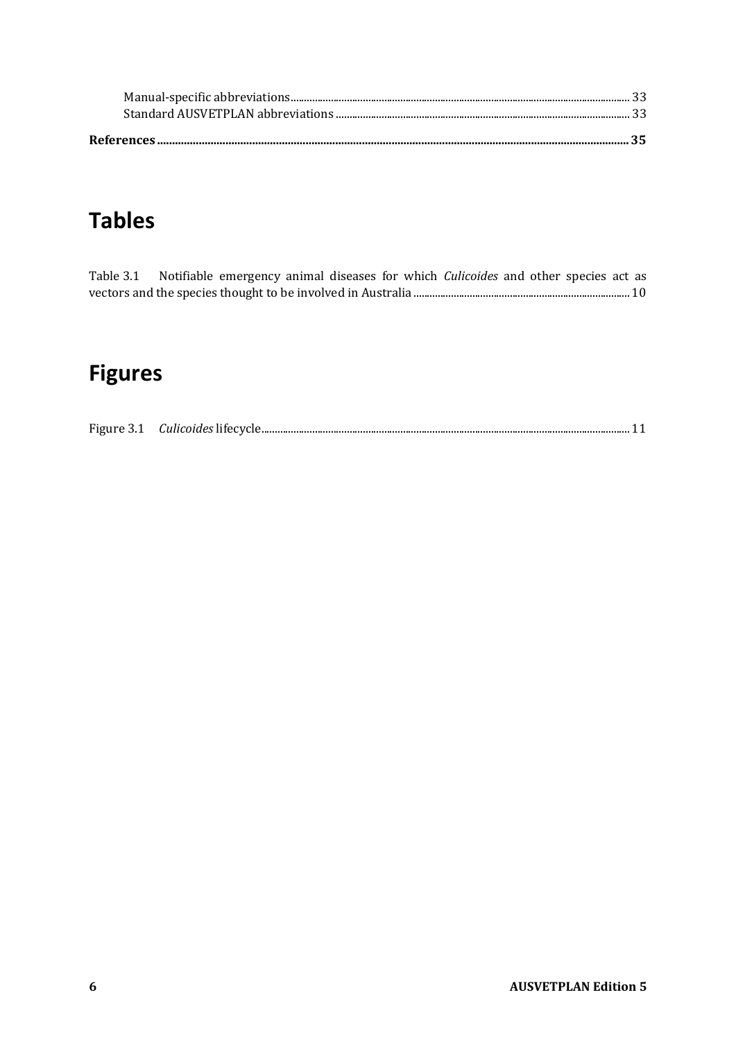Manual-specific abbreviations .......... 33
Standard AUSVETPLAN abbreviations .......... 33

**References .......... 35**

# Tables

Table 3.1 Notifiable emergency animal diseases for which *Culicoides* and other species act as vectors and the species thought to be involved in Australia .......... 10

# Figures

Figure 3.1 *Culicoides* lifecycle .......... 11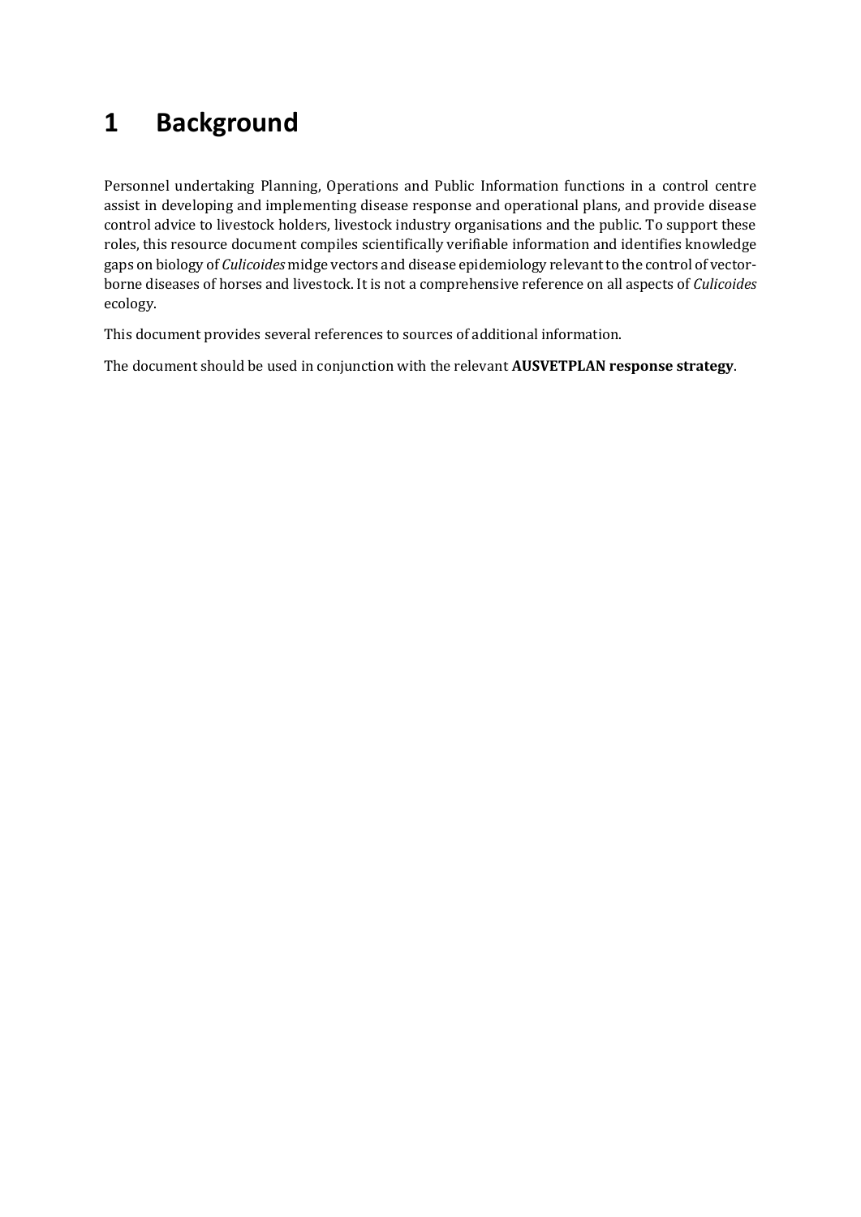# 1 Background

Personnel undertaking Planning, Operations and Public Information functions in a control centre assist in developing and implementing disease response and operational plans, and provide disease control advice to livestock holders, livestock industry organisations and the public. To support these roles, this resource document compiles scientifically verifiable information and identifies knowledge gaps on biology of *Culicoides* midge vectors and disease epidemiology relevant to the control of vector-borne diseases of horses and livestock. It is not a comprehensive reference on all aspects of *Culicoides* ecology.

This document provides several references to sources of additional information.

The document should be used in conjunction with the relevant **AUSVETPLAN response strategy**.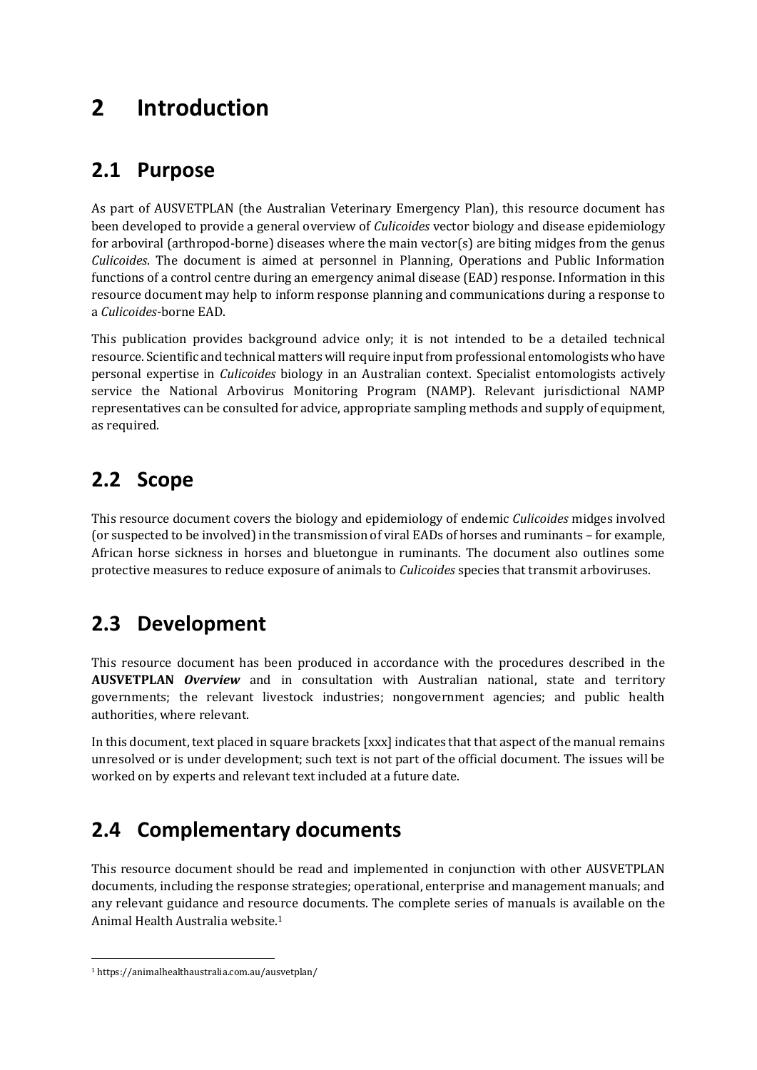# 2 Introduction

## 2.1 Purpose

As part of AUSVETPLAN (the Australian Veterinary Emergency Plan), this resource document has been developed to provide a general overview of *Culicoides* vector biology and disease epidemiology for arboviral (arthropod-borne) diseases where the main vector(s) are biting midges from the genus *Culicoides*. The document is aimed at personnel in Planning, Operations and Public Information functions of a control centre during an emergency animal disease (EAD) response. Information in this resource document may help to inform response planning and communications during a response to a *Culicoides*-borne EAD.

This publication provides background advice only; it is not intended to be a detailed technical resource. Scientific and technical matters will require input from professional entomologists who have personal expertise in *Culicoides* biology in an Australian context. Specialist entomologists actively service the National Arbovirus Monitoring Program (NAMP). Relevant jurisdictional NAMP representatives can be consulted for advice, appropriate sampling methods and supply of equipment, as required.

## 2.2 Scope

This resource document covers the biology and epidemiology of endemic *Culicoides* midges involved (or suspected to be involved) in the transmission of viral EADs of horses and ruminants – for example, African horse sickness in horses and bluetongue in ruminants. The document also outlines some protective measures to reduce exposure of animals to *Culicoides* species that transmit arboviruses.

## 2.3 Development

This resource document has been produced in accordance with the procedures described in the **AUSVETPLAN *Overview*** and in consultation with Australian national, state and territory governments; the relevant livestock industries; nongovernment agencies; and public health authorities, where relevant.

In this document, text placed in square brackets [xxx] indicates that that aspect of the manual remains unresolved or is under development; such text is not part of the official document. The issues will be worked on by experts and relevant text included at a future date.

## 2.4 Complementary documents

This resource document should be read and implemented in conjunction with other AUSVETPLAN documents, including the response strategies; operational, enterprise and management manuals; and any relevant guidance and resource documents. The complete series of manuals is available on the Animal Health Australia website.[1]

[1] https://animalhealthaustralia.com.au/ausvetplan/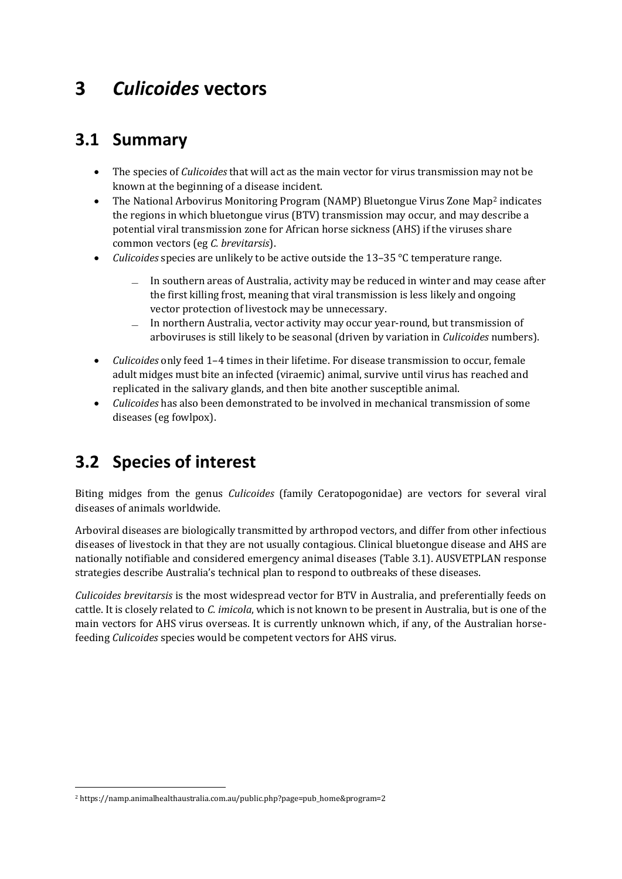# 3 *Culicoides* vectors

## 3.1 Summary

- The species of *Culicoides* that will act as the main vector for virus transmission may not be known at the beginning of a disease incident.
- The National Arbovirus Monitoring Program (NAMP) Bluetongue Virus Zone Map[2] indicates the regions in which bluetongue virus (BTV) transmission may occur, and may describe a potential viral transmission zone for African horse sickness (AHS) if the viruses share common vectors (eg *C. brevitarsis*).
- *Culicoides* species are unlikely to be active outside the 13–35 °C temperature range.
  - In southern areas of Australia, activity may be reduced in winter and may cease after the first killing frost, meaning that viral transmission is less likely and ongoing vector protection of livestock may be unnecessary.
  - In northern Australia, vector activity may occur year-round, but transmission of arboviruses is still likely to be seasonal (driven by variation in *Culicoides* numbers).
- *Culicoides* only feed 1–4 times in their lifetime. For disease transmission to occur, female adult midges must bite an infected (viraemic) animal, survive until virus has reached and replicated in the salivary glands, and then bite another susceptible animal.
- *Culicoides* has also been demonstrated to be involved in mechanical transmission of some diseases (eg fowlpox).

## 3.2 Species of interest

Biting midges from the genus *Culicoides* (family Ceratopogonidae) are vectors for several viral diseases of animals worldwide.

Arboviral diseases are biologically transmitted by arthropod vectors, and differ from other infectious diseases of livestock in that they are not usually contagious. Clinical bluetongue disease and AHS are nationally notifiable and considered emergency animal diseases (Table 3.1). AUSVETPLAN response strategies describe Australia's technical plan to respond to outbreaks of these diseases.

*Culicoides brevitarsis* is the most widespread vector for BTV in Australia, and preferentially feeds on cattle. It is closely related to *C. imicola*, which is not known to be present in Australia, but is one of the main vectors for AHS virus overseas. It is currently unknown which, if any, of the Australian horse-feeding *Culicoides* species would be competent vectors for AHS virus.

---

[2] https://namp.animalhealthaustralia.com.au/public.php?page=pub_home&program=2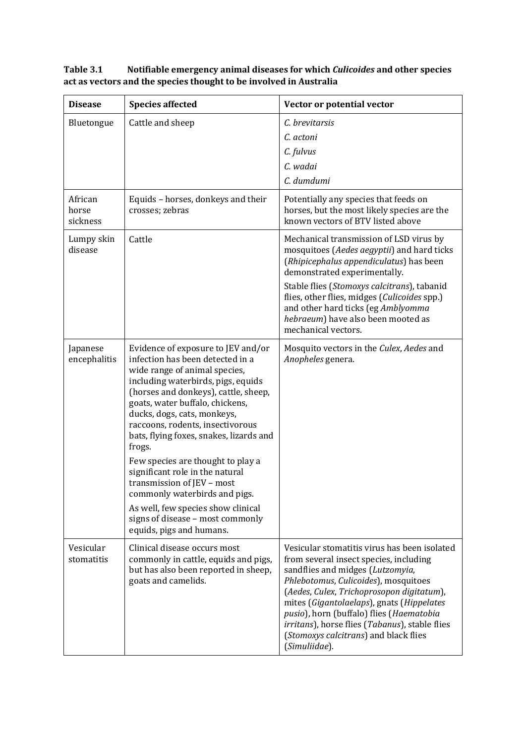**Table 3.1 Notifiable emergency animal diseases for which *Culicoides* and other species act as vectors and the species thought to be involved in Australia**

| Disease | Species affected | Vector or potential vector |
|---|---|---|
| Bluetongue | Cattle and sheep | *C. brevitarsis*<br>*C. actoni*<br>*C. fulvus*<br>*C. wadai*<br>*C. dumdumi* |
| African horse sickness | Equids – horses, donkeys and their crosses; zebras | Potentially any species that feeds on horses, but the most likely species are the known vectors of BTV listed above |
| Lumpy skin disease | Cattle | Mechanical transmission of LSD virus by mosquitoes (*Aedes aegyptii*) and hard ticks (*Rhipicephalus appendiculatus*) has been demonstrated experimentally.<br>Stable flies (*Stomoxys calcitrans*), tabanid flies, other flies, midges (*Culicoides* spp.) and other hard ticks (eg *Amblyomma hebraeum*) have also been mooted as mechanical vectors. |
| Japanese encephalitis | Evidence of exposure to JEV and/or infection has been detected in a wide range of animal species, including waterbirds, pigs, equids (horses and donkeys), cattle, sheep, goats, water buffalo, chickens, ducks, dogs, cats, monkeys, raccoons, rodents, insectivorous bats, flying foxes, snakes, lizards and frogs.<br>Few species are thought to play a significant role in the natural transmission of JEV – most commonly waterbirds and pigs.<br>As well, few species show clinical signs of disease – most commonly equids, pigs and humans. | Mosquito vectors in the *Culex*, *Aedes* and *Anopheles* genera. |
| Vesicular stomatitis | Clinical disease occurs most commonly in cattle, equids and pigs, but has also been reported in sheep, goats and camelids. | Vesicular stomatitis virus has been isolated from several insect species, including sandflies and midges (*Lutzomyia*, *Phlebotomus*, *Culicoides*), mosquitoes (*Aedes*, *Culex*, *Trichoprosopon digitatum*), mites (*Gigantolaelaps*), gnats (*Hippelates pusio*), horn (buffalo) flies (*Haematobia irritans*), horse flies (*Tabanus*), stable flies (*Stomoxys calcitrans*) and black flies (*Simuliidae*). |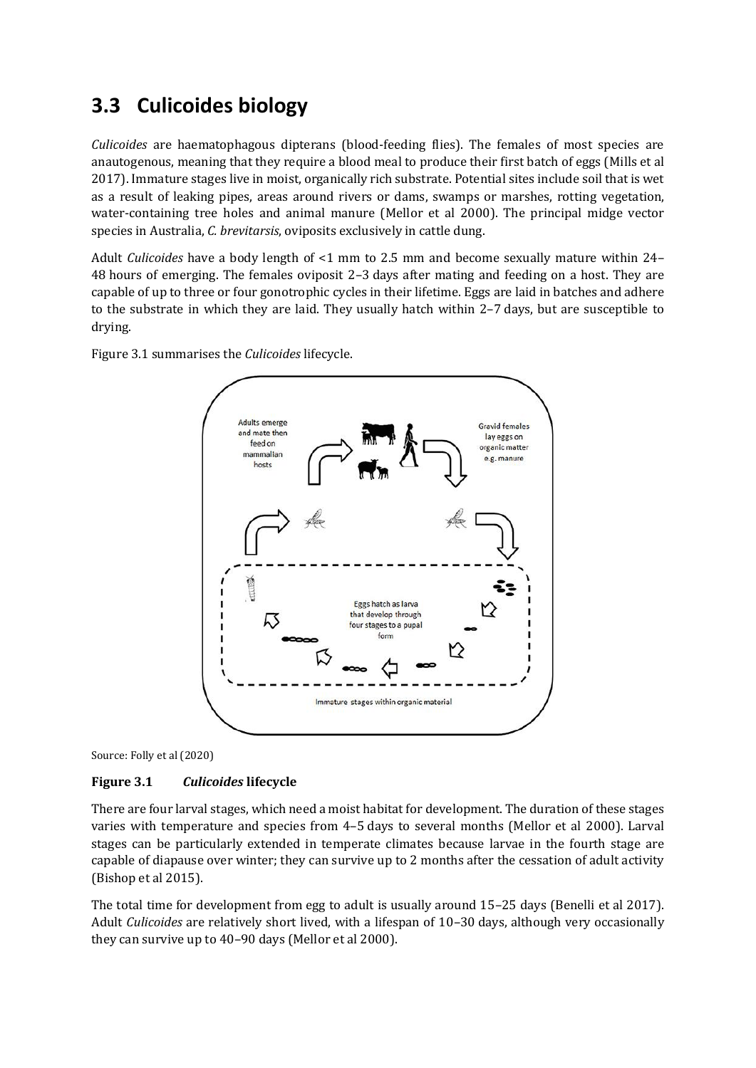## 3.3 Culicoides biology

*Culicoides* are haematophagous dipterans (blood-feeding flies). The females of most species are anautogenous, meaning that they require a blood meal to produce their first batch of eggs (Mills et al 2017). Immature stages live in moist, organically rich substrate. Potential sites include soil that is wet as a result of leaking pipes, areas around rivers or dams, swamps or marshes, rotting vegetation, water-containing tree holes and animal manure (Mellor et al 2000). The principal midge vector species in Australia, *C. brevitarsis*, oviposits exclusively in cattle dung.

Adult *Culicoides* have a body length of <1 mm to 2.5 mm and become sexually mature within 24–48 hours of emerging. The females oviposit 2–3 days after mating and feeding on a host. They are capable of up to three or four gonotrophic cycles in their lifetime. Eggs are laid in batches and adhere to the substrate in which they are laid. They usually hatch within 2–7 days, but are susceptible to drying.

Figure 3.1 summarises the *Culicoides* lifecycle.

Adults emerge and mate then feed on mammalian hosts

Gravid females lay eggs on organic matter e.g. manure

Eggs hatch as larva that develop through four stages to a pupal form

Immature stages within organic material

Source: Folly et al (2020)

**Figure 3.1 *Culicoides* lifecycle**

There are four larval stages, which need a moist habitat for development. The duration of these stages varies with temperature and species from 4–5 days to several months (Mellor et al 2000). Larval stages can be particularly extended in temperate climates because larvae in the fourth stage are capable of diapause over winter; they can survive up to 2 months after the cessation of adult activity (Bishop et al 2015).

The total time for development from egg to adult is usually around 15–25 days (Benelli et al 2017). Adult *Culicoides* are relatively short lived, with a lifespan of 10–30 days, although very occasionally they can survive up to 40–90 days (Mellor et al 2000).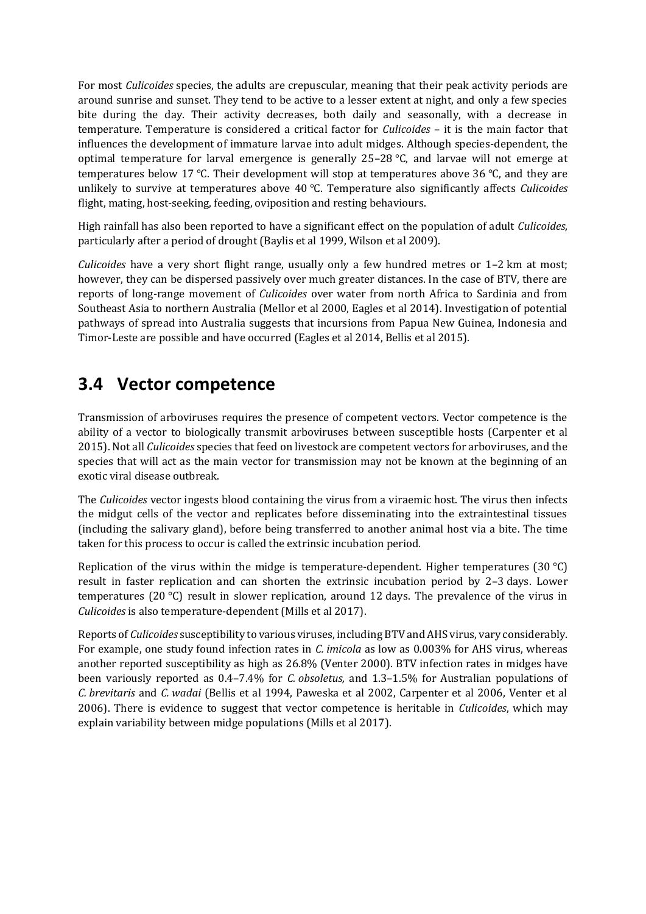For most *Culicoides* species, the adults are crepuscular, meaning that their peak activity periods are around sunrise and sunset. They tend to be active to a lesser extent at night, and only a few species bite during the day. Their activity decreases, both daily and seasonally, with a decrease in temperature. Temperature is considered a critical factor for *Culicoides* – it is the main factor that influences the development of immature larvae into adult midges. Although species-dependent, the optimal temperature for larval emergence is generally 25–28 °C, and larvae will not emerge at temperatures below 17 °C. Their development will stop at temperatures above 36 °C, and they are unlikely to survive at temperatures above 40 °C. Temperature also significantly affects *Culicoides* flight, mating, host-seeking, feeding, oviposition and resting behaviours.

High rainfall has also been reported to have a significant effect on the population of adult *Culicoides*, particularly after a period of drought (Baylis et al 1999, Wilson et al 2009).

*Culicoides* have a very short flight range, usually only a few hundred metres or 1–2 km at most; however, they can be dispersed passively over much greater distances. In the case of BTV, there are reports of long-range movement of *Culicoides* over water from north Africa to Sardinia and from Southeast Asia to northern Australia (Mellor et al 2000, Eagles et al 2014). Investigation of potential pathways of spread into Australia suggests that incursions from Papua New Guinea, Indonesia and Timor-Leste are possible and have occurred (Eagles et al 2014, Bellis et al 2015).

## 3.4 Vector competence

Transmission of arboviruses requires the presence of competent vectors. Vector competence is the ability of a vector to biologically transmit arboviruses between susceptible hosts (Carpenter et al 2015). Not all *Culicoides* species that feed on livestock are competent vectors for arboviruses, and the species that will act as the main vector for transmission may not be known at the beginning of an exotic viral disease outbreak.

The *Culicoides* vector ingests blood containing the virus from a viraemic host. The virus then infects the midgut cells of the vector and replicates before disseminating into the extraintestinal tissues (including the salivary gland), before being transferred to another animal host via a bite. The time taken for this process to occur is called the extrinsic incubation period.

Replication of the virus within the midge is temperature-dependent. Higher temperatures (30 °C) result in faster replication and can shorten the extrinsic incubation period by 2–3 days. Lower temperatures (20 °C) result in slower replication, around 12 days. The prevalence of the virus in *Culicoides* is also temperature-dependent (Mills et al 2017).

Reports of *Culicoides* susceptibility to various viruses, including BTV and AHS virus, vary considerably. For example, one study found infection rates in *C. imicola* as low as 0.003% for AHS virus, whereas another reported susceptibility as high as 26.8% (Venter 2000). BTV infection rates in midges have been variously reported as 0.4–7.4% for *C. obsoletus,* and 1.3–1.5% for Australian populations of *C. brevitaris* and *C. wadai* (Bellis et al 1994, Paweska et al 2002, Carpenter et al 2006, Venter et al 2006). There is evidence to suggest that vector competence is heritable in *Culicoides*, which may explain variability between midge populations (Mills et al 2017).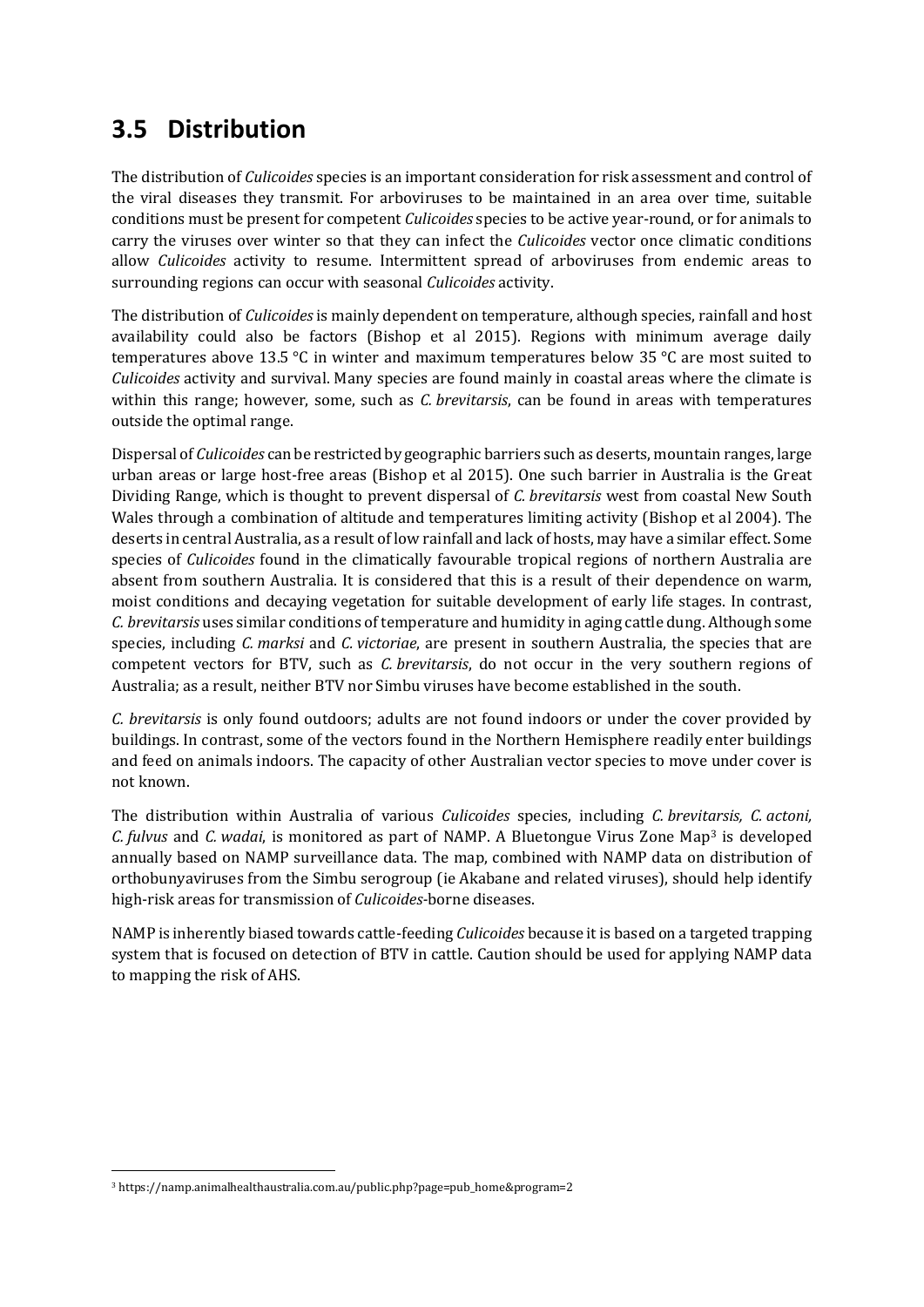## 3.5 Distribution

The distribution of *Culicoides* species is an important consideration for risk assessment and control of the viral diseases they transmit. For arboviruses to be maintained in an area over time, suitable conditions must be present for competent *Culicoides* species to be active year-round, or for animals to carry the viruses over winter so that they can infect the *Culicoides* vector once climatic conditions allow *Culicoides* activity to resume. Intermittent spread of arboviruses from endemic areas to surrounding regions can occur with seasonal *Culicoides* activity.

The distribution of *Culicoides* is mainly dependent on temperature, although species, rainfall and host availability could also be factors (Bishop et al 2015). Regions with minimum average daily temperatures above 13.5 °C in winter and maximum temperatures below 35 °C are most suited to *Culicoides* activity and survival. Many species are found mainly in coastal areas where the climate is within this range; however, some, such as *C. brevitarsis*, can be found in areas with temperatures outside the optimal range.

Dispersal of *Culicoides* can be restricted by geographic barriers such as deserts, mountain ranges, large urban areas or large host-free areas (Bishop et al 2015). One such barrier in Australia is the Great Dividing Range, which is thought to prevent dispersal of *C. brevitarsis* west from coastal New South Wales through a combination of altitude and temperatures limiting activity (Bishop et al 2004). The deserts in central Australia, as a result of low rainfall and lack of hosts, may have a similar effect. Some species of *Culicoides* found in the climatically favourable tropical regions of northern Australia are absent from southern Australia. It is considered that this is a result of their dependence on warm, moist conditions and decaying vegetation for suitable development of early life stages. In contrast, *C. brevitarsis* uses similar conditions of temperature and humidity in aging cattle dung. Although some species, including *C. marksi* and *C. victoriae*, are present in southern Australia, the species that are competent vectors for BTV, such as *C. brevitarsis*, do not occur in the very southern regions of Australia; as a result, neither BTV nor Simbu viruses have become established in the south.

*C. brevitarsis* is only found outdoors; adults are not found indoors or under the cover provided by buildings. In contrast, some of the vectors found in the Northern Hemisphere readily enter buildings and feed on animals indoors. The capacity of other Australian vector species to move under cover is not known.

The distribution within Australia of various *Culicoides* species, including *C. brevitarsis, C. actoni, C. fulvus* and *C. wadai*, is monitored as part of NAMP. A Bluetongue Virus Zone Map[3] is developed annually based on NAMP surveillance data. The map, combined with NAMP data on distribution of orthobunyaviruses from the Simbu serogroup (ie Akabane and related viruses), should help identify high-risk areas for transmission of *Culicoides*-borne diseases.

NAMP is inherently biased towards cattle-feeding *Culicoides* because it is based on a targeted trapping system that is focused on detection of BTV in cattle. Caution should be used for applying NAMP data to mapping the risk of AHS.

---

[3] https://namp.animalhealthaustralia.com.au/public.php?page=pub_home&program=2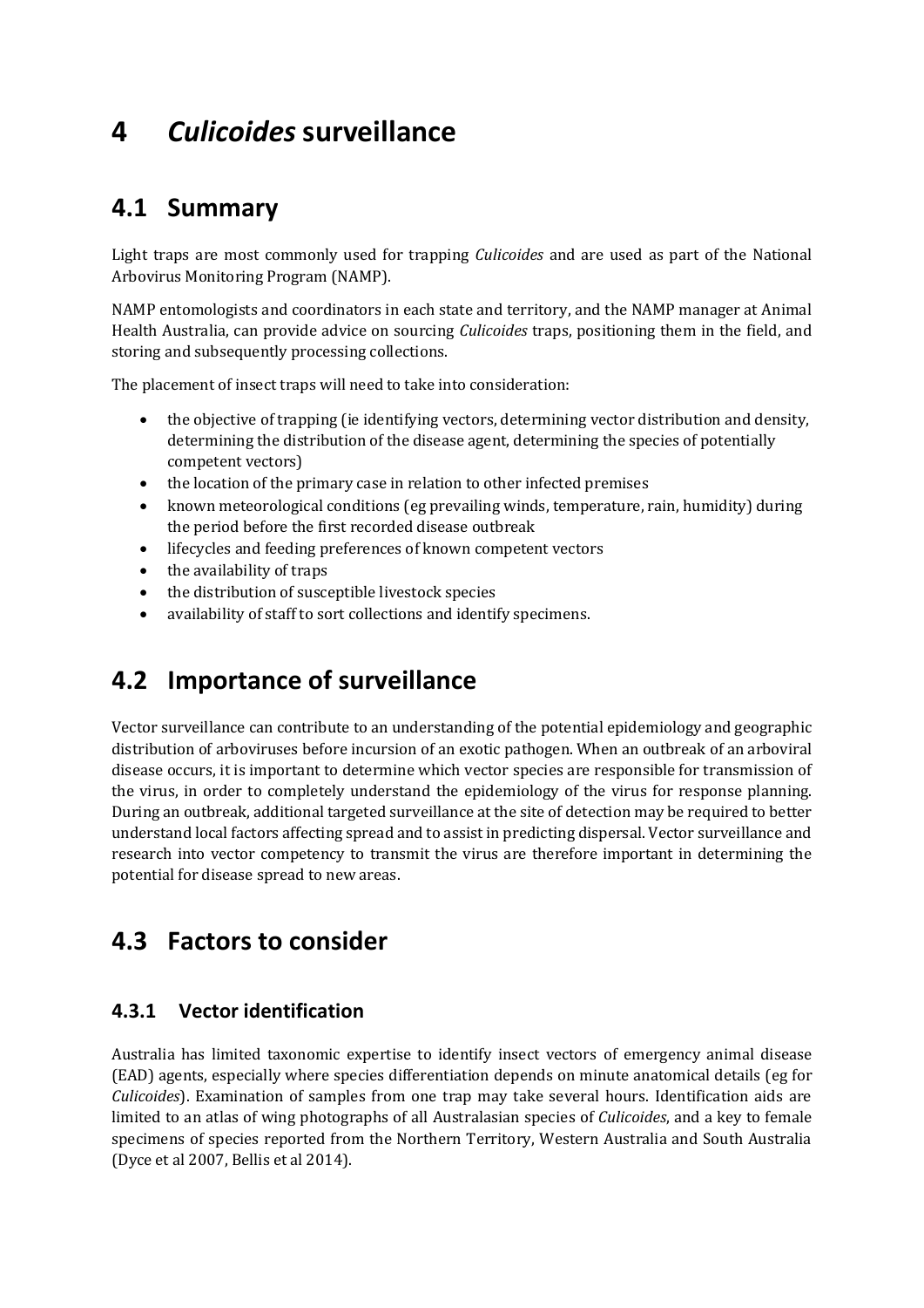# 4 *Culicoides* surveillance

## 4.1 Summary

Light traps are most commonly used for trapping *Culicoides* and are used as part of the National Arbovirus Monitoring Program (NAMP).

NAMP entomologists and coordinators in each state and territory, and the NAMP manager at Animal Health Australia, can provide advice on sourcing *Culicoides* traps, positioning them in the field, and storing and subsequently processing collections.

The placement of insect traps will need to take into consideration:

- the objective of trapping (ie identifying vectors, determining vector distribution and density, determining the distribution of the disease agent, determining the species of potentially competent vectors)
- the location of the primary case in relation to other infected premises
- known meteorological conditions (eg prevailing winds, temperature, rain, humidity) during the period before the first recorded disease outbreak
- lifecycles and feeding preferences of known competent vectors
- the availability of traps
- the distribution of susceptible livestock species
- availability of staff to sort collections and identify specimens.

## 4.2 Importance of surveillance

Vector surveillance can contribute to an understanding of the potential epidemiology and geographic distribution of arboviruses before incursion of an exotic pathogen. When an outbreak of an arboviral disease occurs, it is important to determine which vector species are responsible for transmission of the virus, in order to completely understand the epidemiology of the virus for response planning. During an outbreak, additional targeted surveillance at the site of detection may be required to better understand local factors affecting spread and to assist in predicting dispersal. Vector surveillance and research into vector competency to transmit the virus are therefore important in determining the potential for disease spread to new areas.

## 4.3 Factors to consider

### 4.3.1 Vector identification

Australia has limited taxonomic expertise to identify insect vectors of emergency animal disease (EAD) agents, especially where species differentiation depends on minute anatomical details (eg for *Culicoides*). Examination of samples from one trap may take several hours. Identification aids are limited to an atlas of wing photographs of all Australasian species of *Culicoides*, and a key to female specimens of species reported from the Northern Territory, Western Australia and South Australia (Dyce et al 2007, Bellis et al 2014).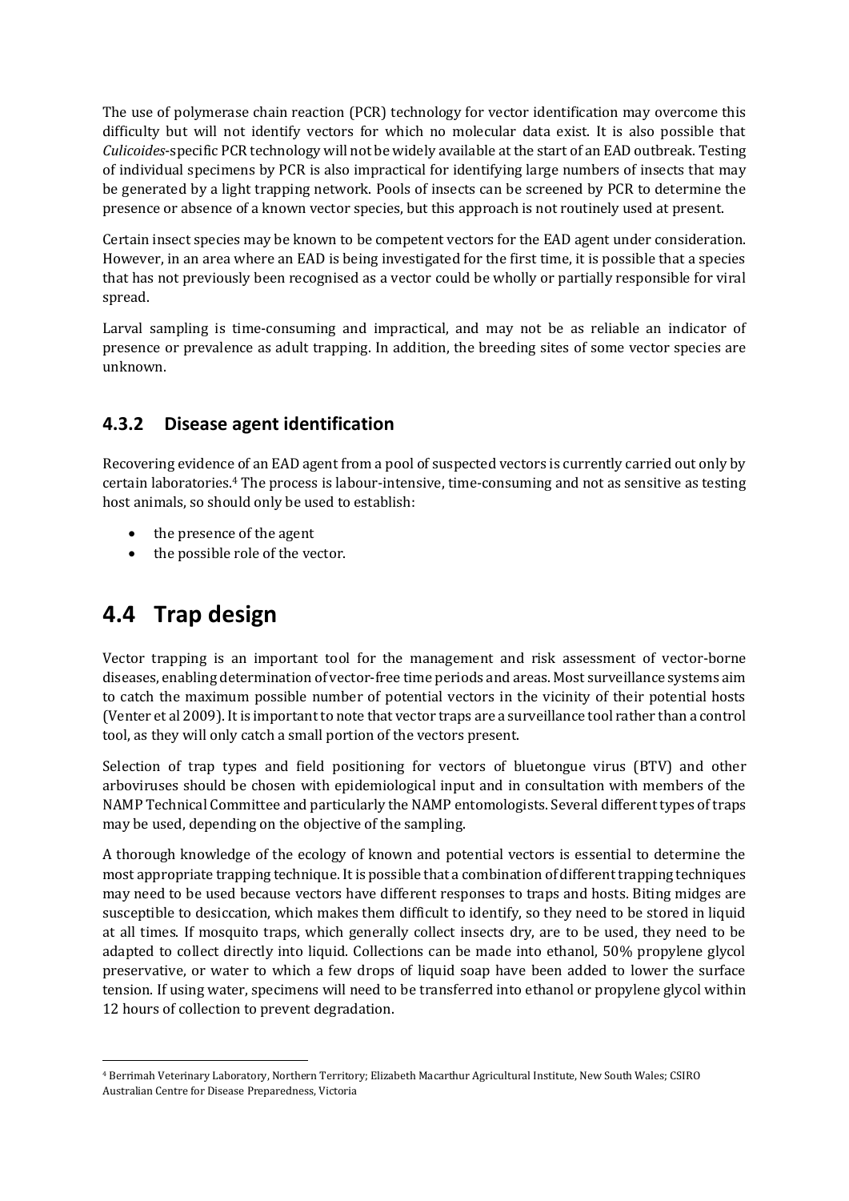The use of polymerase chain reaction (PCR) technology for vector identification may overcome this difficulty but will not identify vectors for which no molecular data exist. It is also possible that *Culicoides*-specific PCR technology will not be widely available at the start of an EAD outbreak. Testing of individual specimens by PCR is also impractical for identifying large numbers of insects that may be generated by a light trapping network. Pools of insects can be screened by PCR to determine the presence or absence of a known vector species, but this approach is not routinely used at present.

Certain insect species may be known to be competent vectors for the EAD agent under consideration. However, in an area where an EAD is being investigated for the first time, it is possible that a species that has not previously been recognised as a vector could be wholly or partially responsible for viral spread.

Larval sampling is time-consuming and impractical, and may not be as reliable an indicator of presence or prevalence as adult trapping. In addition, the breeding sites of some vector species are unknown.

### 4.3.2 Disease agent identification

Recovering evidence of an EAD agent from a pool of suspected vectors is currently carried out only by certain laboratories.[4] The process is labour-intensive, time-consuming and not as sensitive as testing host animals, so should only be used to establish:

- the presence of the agent
- the possible role of the vector.

## 4.4 Trap design

Vector trapping is an important tool for the management and risk assessment of vector-borne diseases, enabling determination of vector-free time periods and areas. Most surveillance systems aim to catch the maximum possible number of potential vectors in the vicinity of their potential hosts (Venter et al 2009). It is important to note that vector traps are a surveillance tool rather than a control tool, as they will only catch a small portion of the vectors present.

Selection of trap types and field positioning for vectors of bluetongue virus (BTV) and other arboviruses should be chosen with epidemiological input and in consultation with members of the NAMP Technical Committee and particularly the NAMP entomologists. Several different types of traps may be used, depending on the objective of the sampling.

A thorough knowledge of the ecology of known and potential vectors is essential to determine the most appropriate trapping technique. It is possible that a combination of different trapping techniques may need to be used because vectors have different responses to traps and hosts. Biting midges are susceptible to desiccation, which makes them difficult to identify, so they need to be stored in liquid at all times. If mosquito traps, which generally collect insects dry, are to be used, they need to be adapted to collect directly into liquid. Collections can be made into ethanol, 50% propylene glycol preservative, or water to which a few drops of liquid soap have been added to lower the surface tension. If using water, specimens will need to be transferred into ethanol or propylene glycol within 12 hours of collection to prevent degradation.

[4] Berrimah Veterinary Laboratory, Northern Territory; Elizabeth Macarthur Agricultural Institute, New South Wales; CSIRO Australian Centre for Disease Preparedness, Victoria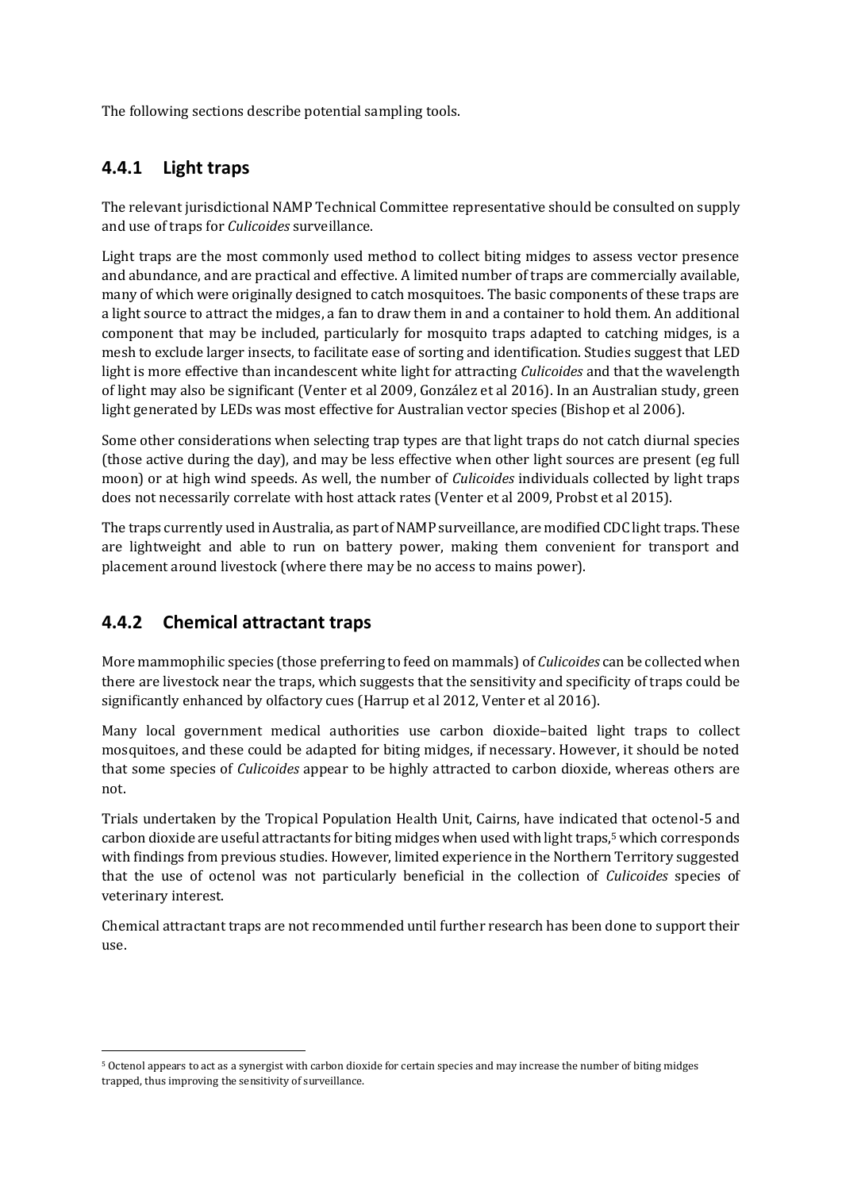The following sections describe potential sampling tools.

### 4.4.1 Light traps

The relevant jurisdictional NAMP Technical Committee representative should be consulted on supply and use of traps for *Culicoides* surveillance.

Light traps are the most commonly used method to collect biting midges to assess vector presence and abundance, and are practical and effective. A limited number of traps are commercially available, many of which were originally designed to catch mosquitoes. The basic components of these traps are a light source to attract the midges, a fan to draw them in and a container to hold them. An additional component that may be included, particularly for mosquito traps adapted to catching midges, is a mesh to exclude larger insects, to facilitate ease of sorting and identification. Studies suggest that LED light is more effective than incandescent white light for attracting *Culicoides* and that the wavelength of light may also be significant (Venter et al 2009, González et al 2016). In an Australian study, green light generated by LEDs was most effective for Australian vector species (Bishop et al 2006).

Some other considerations when selecting trap types are that light traps do not catch diurnal species (those active during the day), and may be less effective when other light sources are present (eg full moon) or at high wind speeds. As well, the number of *Culicoides* individuals collected by light traps does not necessarily correlate with host attack rates (Venter et al 2009, Probst et al 2015).

The traps currently used in Australia, as part of NAMP surveillance, are modified CDC light traps. These are lightweight and able to run on battery power, making them convenient for transport and placement around livestock (where there may be no access to mains power).

### 4.4.2 Chemical attractant traps

More mammophilic species (those preferring to feed on mammals) of *Culicoides* can be collected when there are livestock near the traps, which suggests that the sensitivity and specificity of traps could be significantly enhanced by olfactory cues (Harrup et al 2012, Venter et al 2016).

Many local government medical authorities use carbon dioxide–baited light traps to collect mosquitoes, and these could be adapted for biting midges, if necessary. However, it should be noted that some species of *Culicoides* appear to be highly attracted to carbon dioxide, whereas others are not.

Trials undertaken by the Tropical Population Health Unit, Cairns, have indicated that octenol-5 and carbon dioxide are useful attractants for biting midges when used with light traps,[5] which corresponds with findings from previous studies. However, limited experience in the Northern Territory suggested that the use of octenol was not particularly beneficial in the collection of *Culicoides* species of veterinary interest.

Chemical attractant traps are not recommended until further research has been done to support their use.

---

[5] Octenol appears to act as a synergist with carbon dioxide for certain species and may increase the number of biting midges trapped, thus improving the sensitivity of surveillance.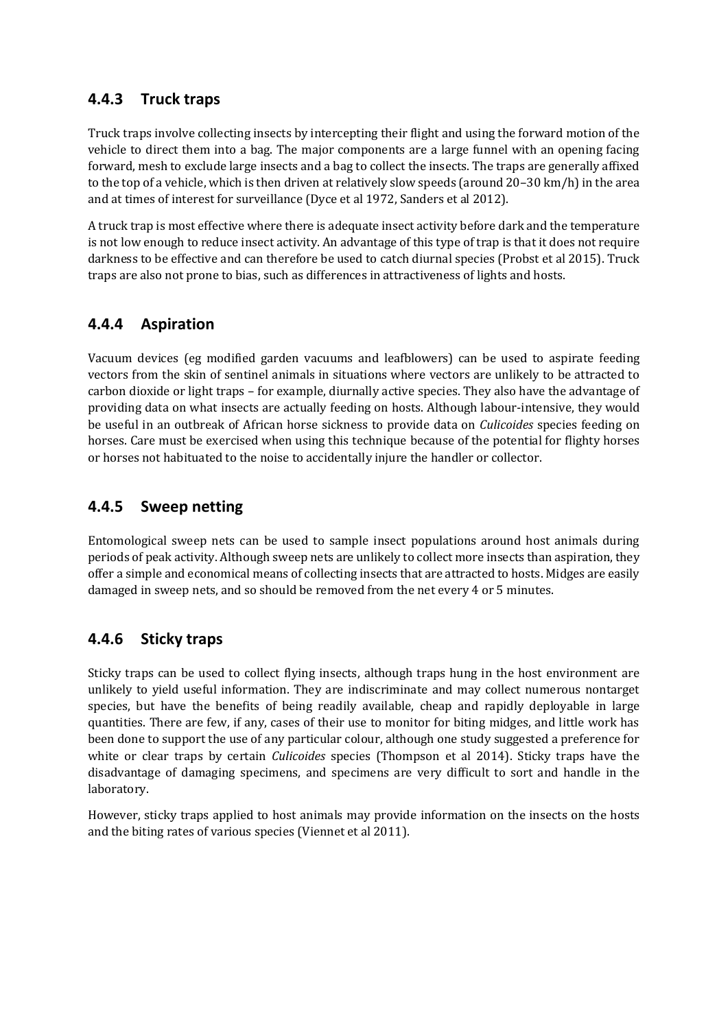### 4.4.3 Truck traps

Truck traps involve collecting insects by intercepting their flight and using the forward motion of the vehicle to direct them into a bag. The major components are a large funnel with an opening facing forward, mesh to exclude large insects and a bag to collect the insects. The traps are generally affixed to the top of a vehicle, which is then driven at relatively slow speeds (around 20–30 km/h) in the area and at times of interest for surveillance (Dyce et al 1972, Sanders et al 2012).

A truck trap is most effective where there is adequate insect activity before dark and the temperature is not low enough to reduce insect activity. An advantage of this type of trap is that it does not require darkness to be effective and can therefore be used to catch diurnal species (Probst et al 2015). Truck traps are also not prone to bias, such as differences in attractiveness of lights and hosts.

### 4.4.4 Aspiration

Vacuum devices (eg modified garden vacuums and leafblowers) can be used to aspirate feeding vectors from the skin of sentinel animals in situations where vectors are unlikely to be attracted to carbon dioxide or light traps – for example, diurnally active species. They also have the advantage of providing data on what insects are actually feeding on hosts. Although labour-intensive, they would be useful in an outbreak of African horse sickness to provide data on *Culicoides* species feeding on horses. Care must be exercised when using this technique because of the potential for flighty horses or horses not habituated to the noise to accidentally injure the handler or collector.

### 4.4.5 Sweep netting

Entomological sweep nets can be used to sample insect populations around host animals during periods of peak activity. Although sweep nets are unlikely to collect more insects than aspiration, they offer a simple and economical means of collecting insects that are attracted to hosts. Midges are easily damaged in sweep nets, and so should be removed from the net every 4 or 5 minutes.

### 4.4.6 Sticky traps

Sticky traps can be used to collect flying insects, although traps hung in the host environment are unlikely to yield useful information. They are indiscriminate and may collect numerous nontarget species, but have the benefits of being readily available, cheap and rapidly deployable in large quantities. There are few, if any, cases of their use to monitor for biting midges, and little work has been done to support the use of any particular colour, although one study suggested a preference for white or clear traps by certain *Culicoides* species (Thompson et al 2014). Sticky traps have the disadvantage of damaging specimens, and specimens are very difficult to sort and handle in the laboratory.

However, sticky traps applied to host animals may provide information on the insects on the hosts and the biting rates of various species (Viennet et al 2011).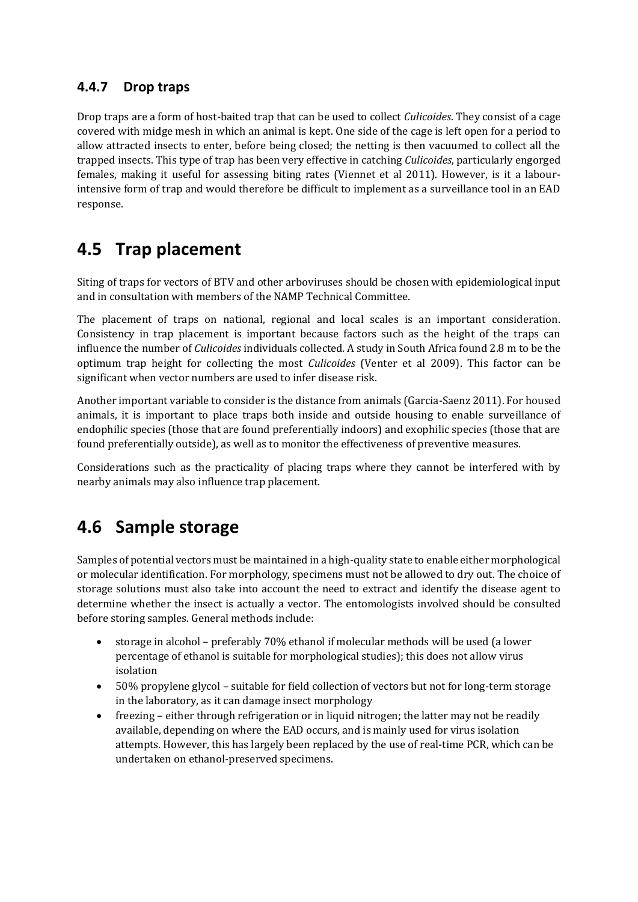### 4.4.7 Drop traps

Drop traps are a form of host-baited trap that can be used to collect *Culicoides*. They consist of a cage covered with midge mesh in which an animal is kept. One side of the cage is left open for a period to allow attracted insects to enter, before being closed; the netting is then vacuumed to collect all the trapped insects. This type of trap has been very effective in catching *Culicoides*, particularly engorged females, making it useful for assessing biting rates (Viennet et al 2011). However, is it a labour-intensive form of trap and would therefore be difficult to implement as a surveillance tool in an EAD response.

## 4.5 Trap placement

Siting of traps for vectors of BTV and other arboviruses should be chosen with epidemiological input and in consultation with members of the NAMP Technical Committee.

The placement of traps on national, regional and local scales is an important consideration. Consistency in trap placement is important because factors such as the height of the traps can influence the number of *Culicoides* individuals collected. A study in South Africa found 2.8 m to be the optimum trap height for collecting the most *Culicoides* (Venter et al 2009). This factor can be significant when vector numbers are used to infer disease risk.

Another important variable to consider is the distance from animals (Garcia-Saenz 2011). For housed animals, it is important to place traps both inside and outside housing to enable surveillance of endophilic species (those that are found preferentially indoors) and exophilic species (those that are found preferentially outside), as well as to monitor the effectiveness of preventive measures.

Considerations such as the practicality of placing traps where they cannot be interfered with by nearby animals may also influence trap placement.

## 4.6 Sample storage

Samples of potential vectors must be maintained in a high-quality state to enable either morphological or molecular identification. For morphology, specimens must not be allowed to dry out. The choice of storage solutions must also take into account the need to extract and identify the disease agent to determine whether the insect is actually a vector. The entomologists involved should be consulted before storing samples. General methods include:

- storage in alcohol – preferably 70% ethanol if molecular methods will be used (a lower percentage of ethanol is suitable for morphological studies); this does not allow virus isolation
- 50% propylene glycol – suitable for field collection of vectors but not for long-term storage in the laboratory, as it can damage insect morphology
- freezing – either through refrigeration or in liquid nitrogen; the latter may not be readily available, depending on where the EAD occurs, and is mainly used for virus isolation attempts. However, this has largely been replaced by the use of real-time PCR, which can be undertaken on ethanol-preserved specimens.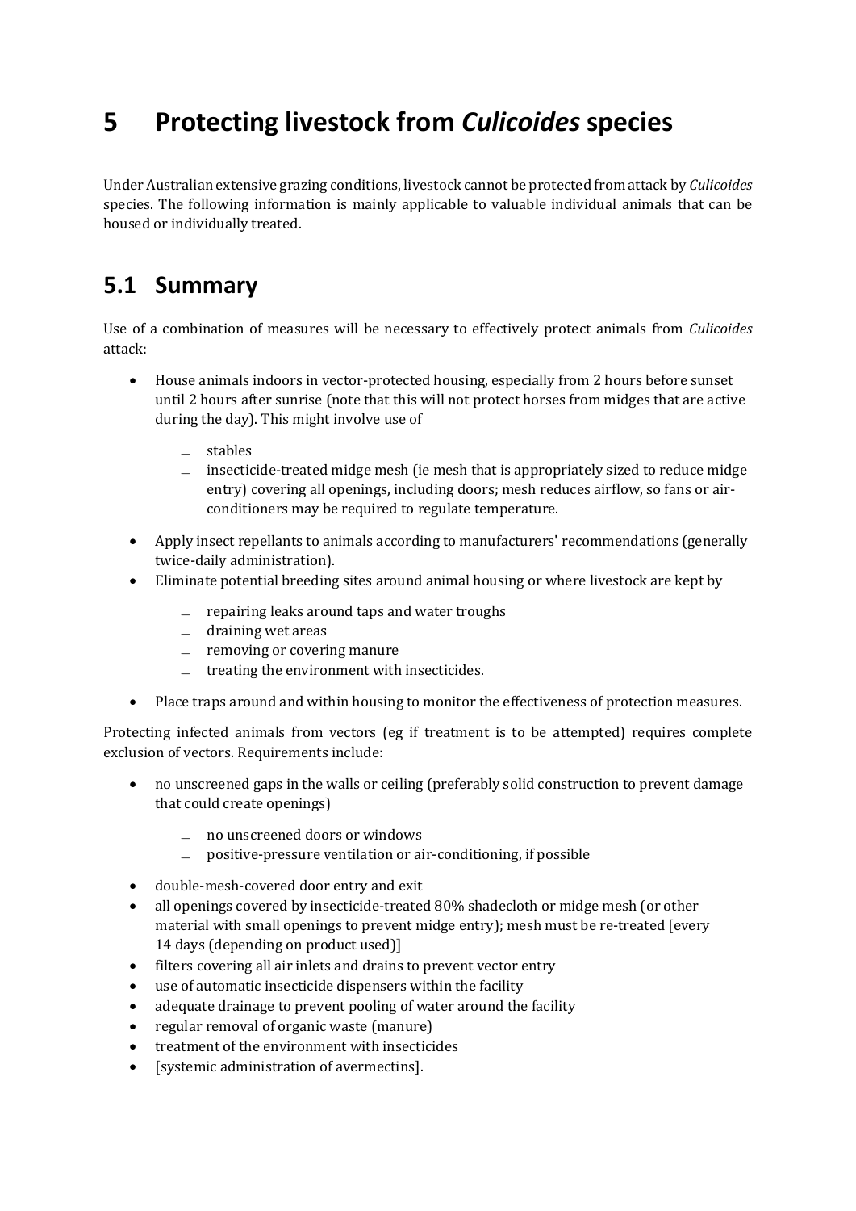# 5 Protecting livestock from *Culicoides* species

Under Australian extensive grazing conditions, livestock cannot be protected from attack by *Culicoides* species. The following information is mainly applicable to valuable individual animals that can be housed or individually treated.

## 5.1 Summary

Use of a combination of measures will be necessary to effectively protect animals from *Culicoides* attack:

- House animals indoors in vector-protected housing, especially from 2 hours before sunset until 2 hours after sunrise (note that this will not protect horses from midges that are active during the day). This might involve use of
  - stables
  - insecticide-treated midge mesh (ie mesh that is appropriately sized to reduce midge entry) covering all openings, including doors; mesh reduces airflow, so fans or air-conditioners may be required to regulate temperature.
- Apply insect repellants to animals according to manufacturers' recommendations (generally twice-daily administration).
- Eliminate potential breeding sites around animal housing or where livestock are kept by
  - repairing leaks around taps and water troughs
  - draining wet areas
  - removing or covering manure
  - treating the environment with insecticides.
- Place traps around and within housing to monitor the effectiveness of protection measures.

Protecting infected animals from vectors (eg if treatment is to be attempted) requires complete exclusion of vectors. Requirements include:

- no unscreened gaps in the walls or ceiling (preferably solid construction to prevent damage that could create openings)
  - no unscreened doors or windows
  - positive-pressure ventilation or air-conditioning, if possible
- double-mesh-covered door entry and exit
- all openings covered by insecticide-treated 80% shadecloth or midge mesh (or other material with small openings to prevent midge entry); mesh must be re-treated [every 14 days (depending on product used)]
- filters covering all air inlets and drains to prevent vector entry
- use of automatic insecticide dispensers within the facility
- adequate drainage to prevent pooling of water around the facility
- regular removal of organic waste (manure)
- treatment of the environment with insecticides
- [systemic administration of avermectins].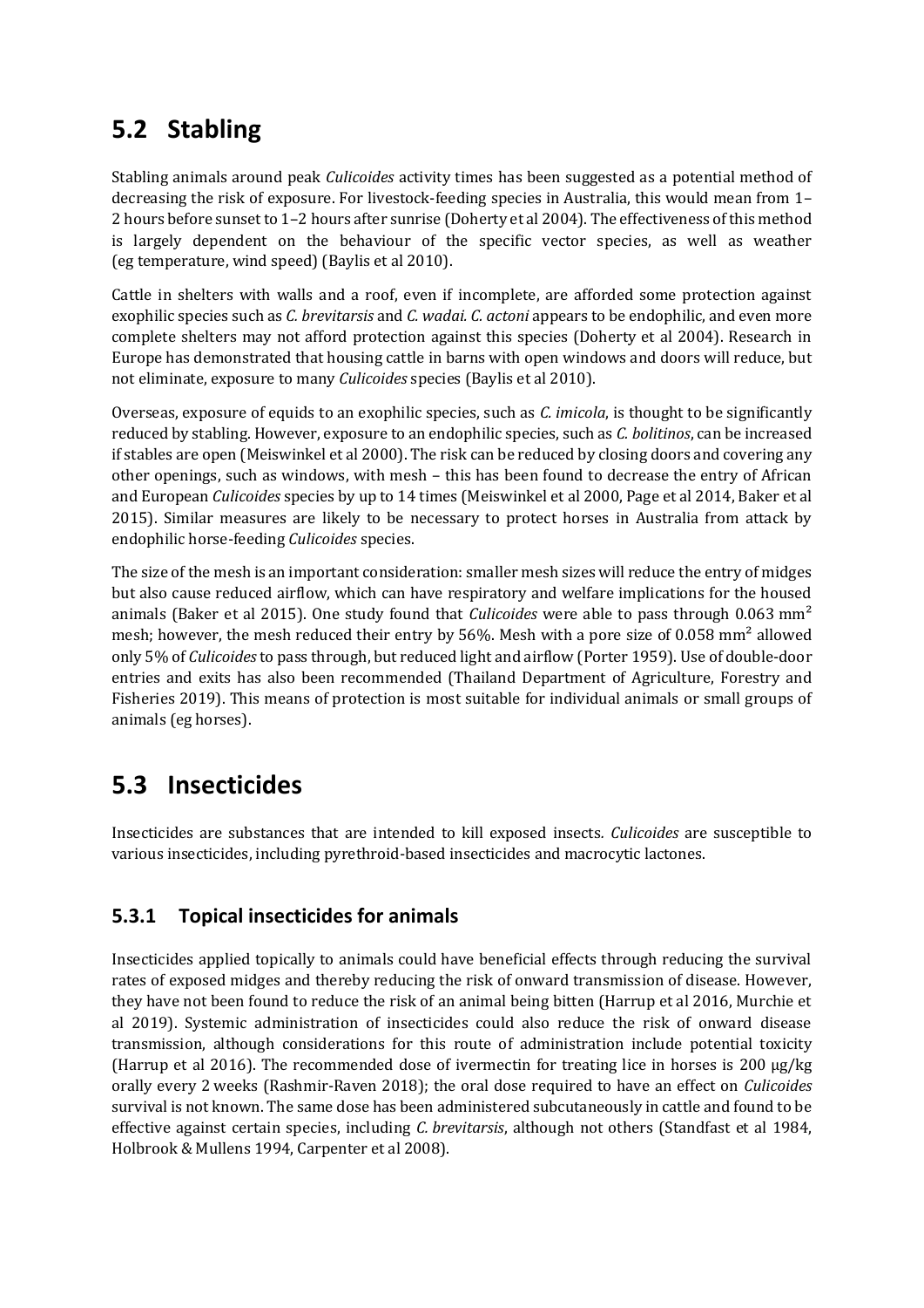## 5.2 Stabling

Stabling animals around peak *Culicoides* activity times has been suggested as a potential method of decreasing the risk of exposure. For livestock-feeding species in Australia, this would mean from 1–2 hours before sunset to 1–2 hours after sunrise (Doherty et al 2004). The effectiveness of this method is largely dependent on the behaviour of the specific vector species, as well as weather (eg temperature, wind speed) (Baylis et al 2010).

Cattle in shelters with walls and a roof, even if incomplete, are afforded some protection against exophilic species such as *C. brevitarsis* and *C. wadai. C. actoni* appears to be endophilic, and even more complete shelters may not afford protection against this species (Doherty et al 2004). Research in Europe has demonstrated that housing cattle in barns with open windows and doors will reduce, but not eliminate, exposure to many *Culicoides* species (Baylis et al 2010).

Overseas, exposure of equids to an exophilic species, such as *C. imicola*, is thought to be significantly reduced by stabling. However, exposure to an endophilic species, such as *C. bolitinos*, can be increased if stables are open (Meiswinkel et al 2000). The risk can be reduced by closing doors and covering any other openings, such as windows, with mesh – this has been found to decrease the entry of African and European *Culicoides* species by up to 14 times (Meiswinkel et al 2000, Page et al 2014, Baker et al 2015). Similar measures are likely to be necessary to protect horses in Australia from attack by endophilic horse-feeding *Culicoides* species.

The size of the mesh is an important consideration: smaller mesh sizes will reduce the entry of midges but also cause reduced airflow, which can have respiratory and welfare implications for the housed animals (Baker et al 2015). One study found that *Culicoides* were able to pass through 0.063 $mm^2$ mesh; however, the mesh reduced their entry by 56%. Mesh with a pore size of 0.058 $mm^2$ allowed only 5% of *Culicoides* to pass through, but reduced light and airflow (Porter 1959). Use of double-door entries and exits has also been recommended (Thailand Department of Agriculture, Forestry and Fisheries 2019). This means of protection is most suitable for individual animals or small groups of animals (eg horses).

## 5.3 Insecticides

Insecticides are substances that are intended to kill exposed insects*. Culicoides* are susceptible to various insecticides, including pyrethroid-based insecticides and macrocytic lactones.

### 5.3.1 Topical insecticides for animals

Insecticides applied topically to animals could have beneficial effects through reducing the survival rates of exposed midges and thereby reducing the risk of onward transmission of disease. However, they have not been found to reduce the risk of an animal being bitten (Harrup et al 2016, Murchie et al 2019). Systemic administration of insecticides could also reduce the risk of onward disease transmission, although considerations for this route of administration include potential toxicity (Harrup et al 2016). The recommended dose of ivermectin for treating lice in horses is 200 µg/kg orally every 2 weeks (Rashmir-Raven 2018); the oral dose required to have an effect on *Culicoides* survival is not known. The same dose has been administered subcutaneously in cattle and found to be effective against certain species, including *C. brevitarsis*, although not others (Standfast et al 1984, Holbrook & Mullens 1994, Carpenter et al 2008).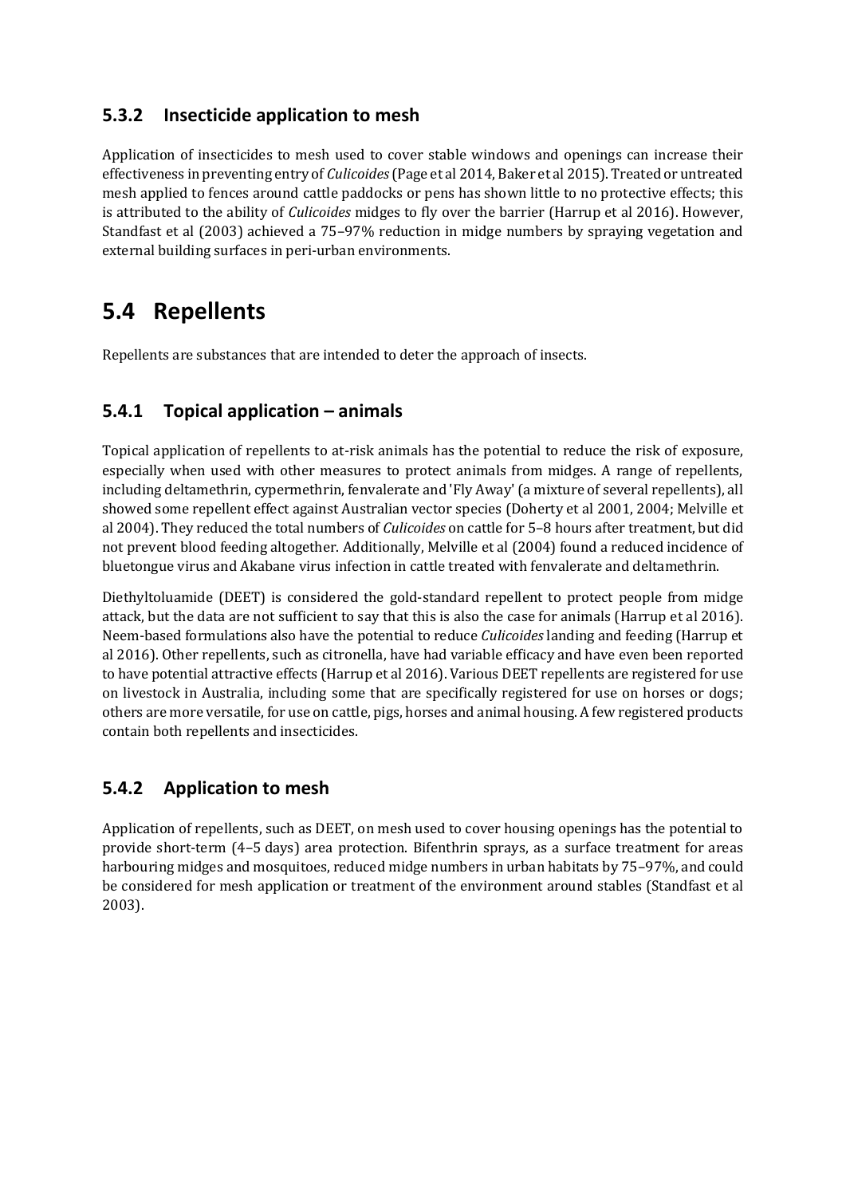### 5.3.2 Insecticide application to mesh

Application of insecticides to mesh used to cover stable windows and openings can increase their effectiveness in preventing entry of *Culicoides* (Page et al 2014, Baker et al 2015). Treated or untreated mesh applied to fences around cattle paddocks or pens has shown little to no protective effects; this is attributed to the ability of *Culicoides* midges to fly over the barrier (Harrup et al 2016). However, Standfast et al (2003) achieved a 75–97% reduction in midge numbers by spraying vegetation and external building surfaces in peri-urban environments.

## 5.4 Repellents

Repellents are substances that are intended to deter the approach of insects.

### 5.4.1 Topical application – animals

Topical application of repellents to at-risk animals has the potential to reduce the risk of exposure, especially when used with other measures to protect animals from midges. A range of repellents, including deltamethrin, cypermethrin, fenvalerate and 'Fly Away' (a mixture of several repellents), all showed some repellent effect against Australian vector species (Doherty et al 2001, 2004; Melville et al 2004). They reduced the total numbers of *Culicoides* on cattle for 5–8 hours after treatment, but did not prevent blood feeding altogether. Additionally, Melville et al (2004) found a reduced incidence of bluetongue virus and Akabane virus infection in cattle treated with fenvalerate and deltamethrin.

Diethyltoluamide (DEET) is considered the gold-standard repellent to protect people from midge attack, but the data are not sufficient to say that this is also the case for animals (Harrup et al 2016). Neem-based formulations also have the potential to reduce *Culicoides* landing and feeding (Harrup et al 2016). Other repellents, such as citronella, have had variable efficacy and have even been reported to have potential attractive effects (Harrup et al 2016). Various DEET repellents are registered for use on livestock in Australia, including some that are specifically registered for use on horses or dogs; others are more versatile, for use on cattle, pigs, horses and animal housing. A few registered products contain both repellents and insecticides.

### 5.4.2 Application to mesh

Application of repellents, such as DEET, on mesh used to cover housing openings has the potential to provide short-term (4–5 days) area protection. Bifenthrin sprays, as a surface treatment for areas harbouring midges and mosquitoes, reduced midge numbers in urban habitats by 75–97%, and could be considered for mesh application or treatment of the environment around stables (Standfast et al 2003).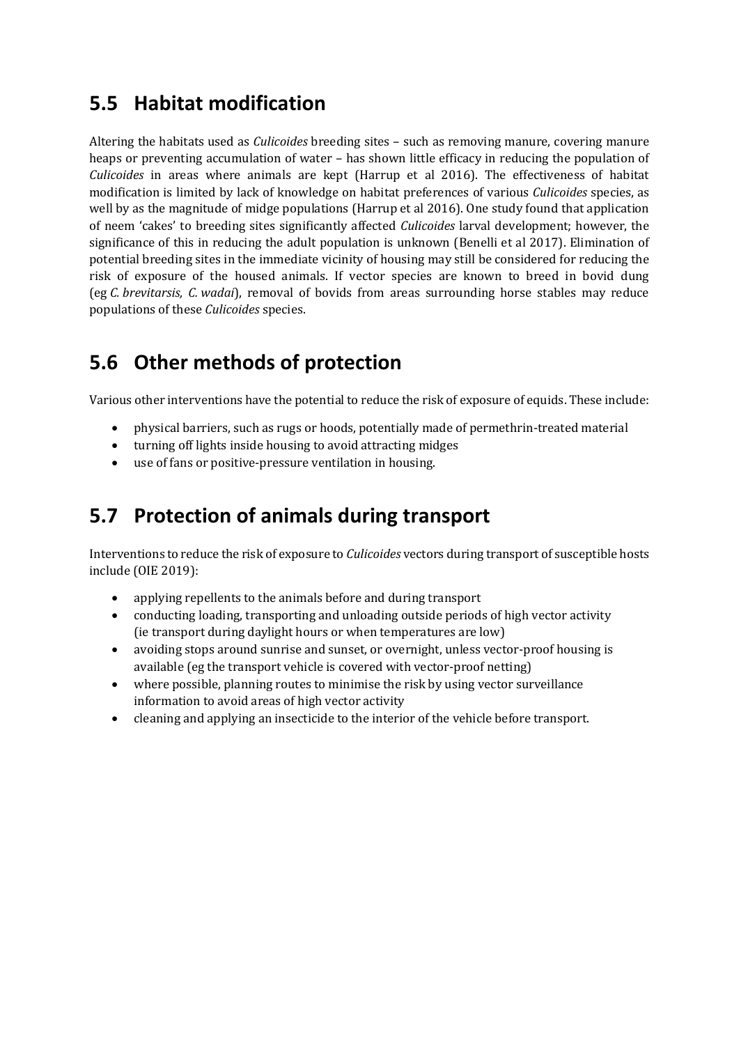## 5.5 Habitat modification

Altering the habitats used as *Culicoides* breeding sites – such as removing manure, covering manure heaps or preventing accumulation of water – has shown little efficacy in reducing the population of *Culicoides* in areas where animals are kept (Harrup et al 2016). The effectiveness of habitat modification is limited by lack of knowledge on habitat preferences of various *Culicoides* species, as well by as the magnitude of midge populations (Harrup et al 2016). One study found that application of neem 'cakes' to breeding sites significantly affected *Culicoides* larval development; however, the significance of this in reducing the adult population is unknown (Benelli et al 2017). Elimination of potential breeding sites in the immediate vicinity of housing may still be considered for reducing the risk of exposure of the housed animals. If vector species are known to breed in bovid dung (eg *C. brevitarsis, C. wadai*), removal of bovids from areas surrounding horse stables may reduce populations of these *Culicoides* species.

## 5.6 Other methods of protection

Various other interventions have the potential to reduce the risk of exposure of equids. These include:

- physical barriers, such as rugs or hoods, potentially made of permethrin-treated material
- turning off lights inside housing to avoid attracting midges
- use of fans or positive-pressure ventilation in housing.

## 5.7 Protection of animals during transport

Interventions to reduce the risk of exposure to *Culicoides* vectors during transport of susceptible hosts include (OIE 2019):

- applying repellents to the animals before and during transport
- conducting loading, transporting and unloading outside periods of high vector activity (ie transport during daylight hours or when temperatures are low)
- avoiding stops around sunrise and sunset, or overnight, unless vector-proof housing is available (eg the transport vehicle is covered with vector-proof netting)
- where possible, planning routes to minimise the risk by using vector surveillance information to avoid areas of high vector activity
- cleaning and applying an insecticide to the interior of the vehicle before transport.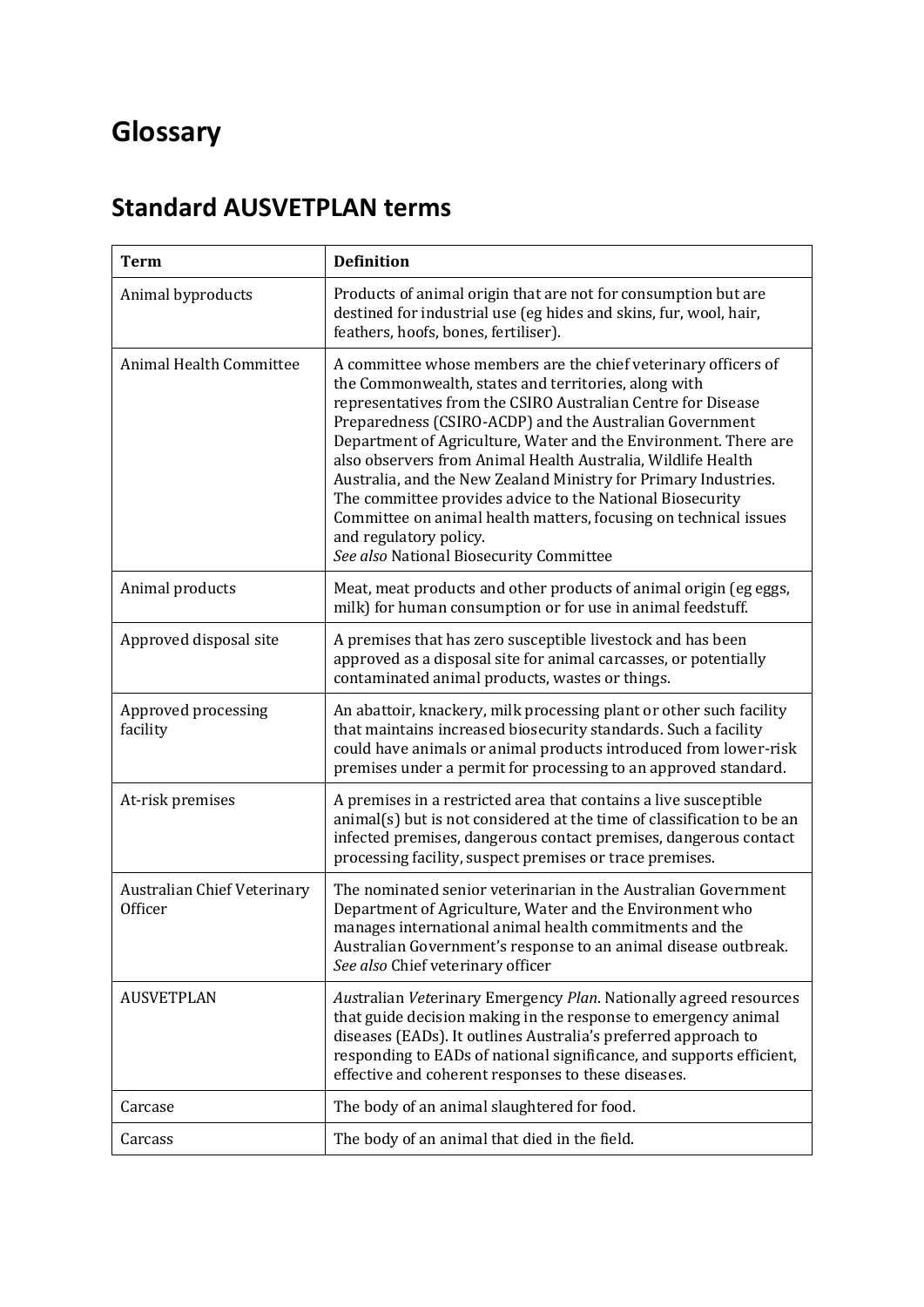# Glossary

## Standard AUSVETPLAN terms

| Term | Definition |
|---|---|
| Animal byproducts | Products of animal origin that are not for consumption but are destined for industrial use (eg hides and skins, fur, wool, hair, feathers, hoofs, bones, fertiliser). |
| Animal Health Committee | A committee whose members are the chief veterinary officers of the Commonwealth, states and territories, along with representatives from the CSIRO Australian Centre for Disease Preparedness (CSIRO-ACDP) and the Australian Government Department of Agriculture, Water and the Environment. There are also observers from Animal Health Australia, Wildlife Health Australia, and the New Zealand Ministry for Primary Industries. The committee provides advice to the National Biosecurity Committee on animal health matters, focusing on technical issues and regulatory policy.<br>*See also* National Biosecurity Committee |
| Animal products | Meat, meat products and other products of animal origin (eg eggs, milk) for human consumption or for use in animal feedstuff. |
| Approved disposal site | A premises that has zero susceptible livestock and has been approved as a disposal site for animal carcasses, or potentially contaminated animal products, wastes or things. |
| Approved processing facility | An abattoir, knackery, milk processing plant or other such facility that maintains increased biosecurity standards. Such a facility could have animals or animal products introduced from lower-risk premises under a permit for processing to an approved standard. |
| At-risk premises | A premises in a restricted area that contains a live susceptible animal(s) but is not considered at the time of classification to be an infected premises, dangerous contact premises, dangerous contact processing facility, suspect premises or trace premises. |
| Australian Chief Veterinary Officer | The nominated senior veterinarian in the Australian Government Department of Agriculture, Water and the Environment who manages international animal health commitments and the Australian Government's response to an animal disease outbreak.<br>*See also* Chief veterinary officer |
| AUSVETPLAN | *Aus*tralian *Vet*erinary Emergency *Plan*. Nationally agreed resources that guide decision making in the response to emergency animal diseases (EADs). It outlines Australia's preferred approach to responding to EADs of national significance, and supports efficient, effective and coherent responses to these diseases. |
| Carcase | The body of an animal slaughtered for food. |
| Carcass | The body of an animal that died in the field. |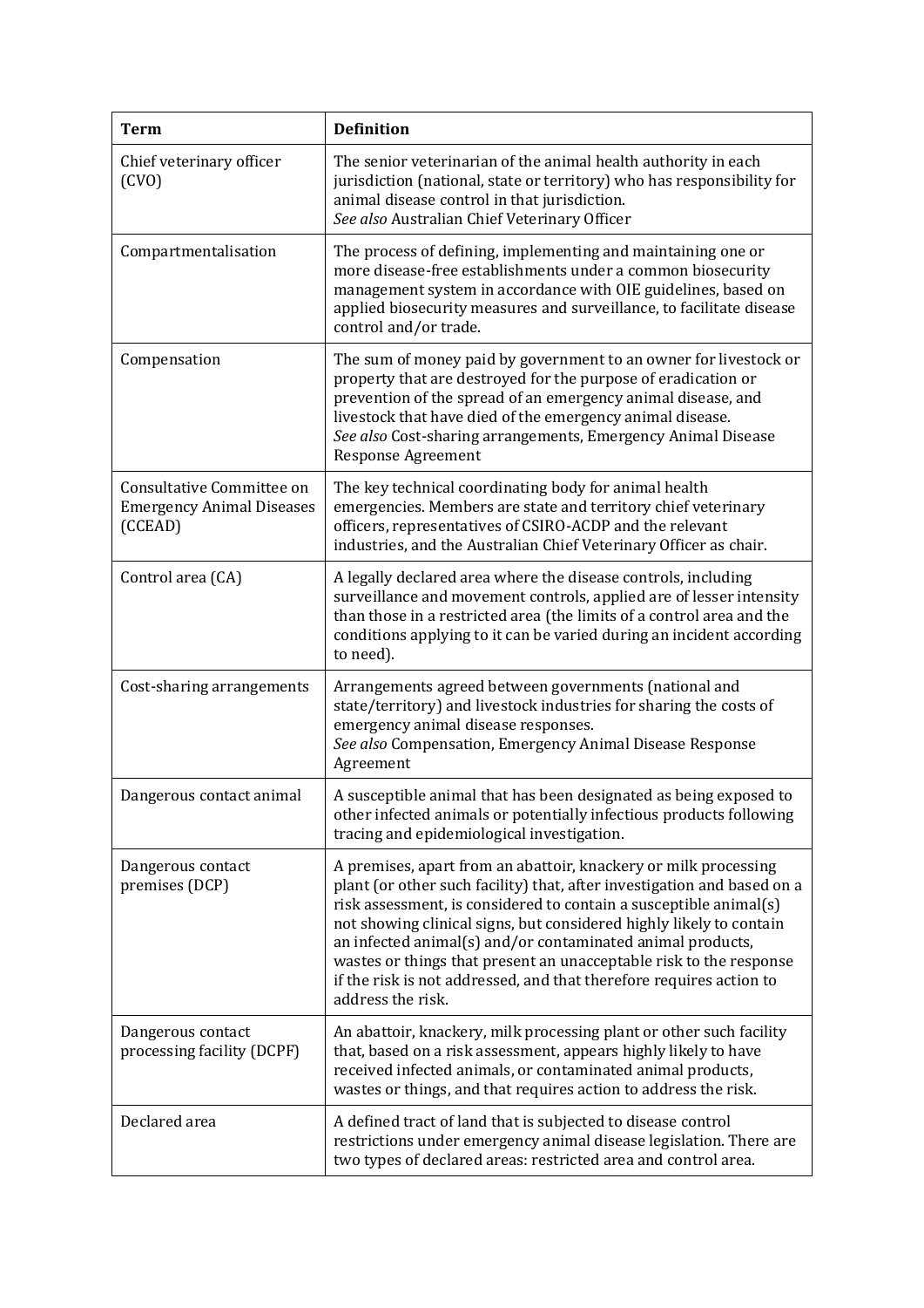| Term | Definition |
|---|---|
| Chief veterinary officer (CVO) | The senior veterinarian of the animal health authority in each jurisdiction (national, state or territory) who has responsibility for animal disease control in that jurisdiction.<br>*See also* Australian Chief Veterinary Officer |
| Compartmentalisation | The process of defining, implementing and maintaining one or more disease-free establishments under a common biosecurity management system in accordance with OIE guidelines, based on applied biosecurity measures and surveillance, to facilitate disease control and/or trade. |
| Compensation | The sum of money paid by government to an owner for livestock or property that are destroyed for the purpose of eradication or prevention of the spread of an emergency animal disease, and livestock that have died of the emergency animal disease.<br>*See also* Cost-sharing arrangements, Emergency Animal Disease Response Agreement |
| Consultative Committee on Emergency Animal Diseases (CCEAD) | The key technical coordinating body for animal health emergencies. Members are state and territory chief veterinary officers, representatives of CSIRO-ACDP and the relevant industries, and the Australian Chief Veterinary Officer as chair. |
| Control area (CA) | A legally declared area where the disease controls, including surveillance and movement controls, applied are of lesser intensity than those in a restricted area (the limits of a control area and the conditions applying to it can be varied during an incident according to need). |
| Cost-sharing arrangements | Arrangements agreed between governments (national and state/territory) and livestock industries for sharing the costs of emergency animal disease responses.<br>*See also* Compensation, Emergency Animal Disease Response Agreement |
| Dangerous contact animal | A susceptible animal that has been designated as being exposed to other infected animals or potentially infectious products following tracing and epidemiological investigation. |
| Dangerous contact premises (DCP) | A premises, apart from an abattoir, knackery or milk processing plant (or other such facility) that, after investigation and based on a risk assessment, is considered to contain a susceptible animal(s) not showing clinical signs, but considered highly likely to contain an infected animal(s) and/or contaminated animal products, wastes or things that present an unacceptable risk to the response if the risk is not addressed, and that therefore requires action to address the risk. |
| Dangerous contact processing facility (DCPF) | An abattoir, knackery, milk processing plant or other such facility that, based on a risk assessment, appears highly likely to have received infected animals, or contaminated animal products, wastes or things, and that requires action to address the risk. |
| Declared area | A defined tract of land that is subjected to disease control restrictions under emergency animal disease legislation. There are two types of declared areas: restricted area and control area. |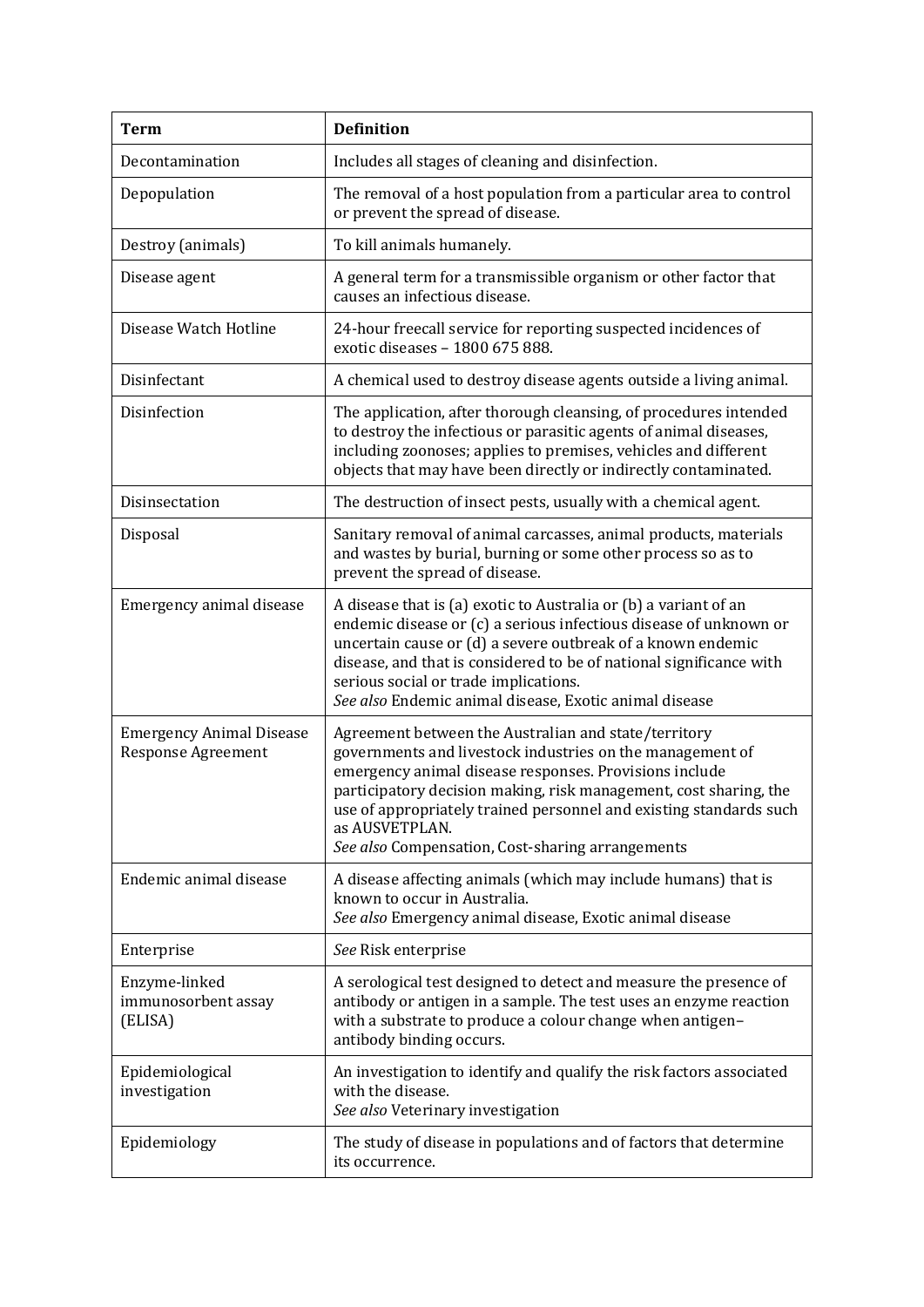| Term | Definition |
| --- | --- |
| Decontamination | Includes all stages of cleaning and disinfection. |
| Depopulation | The removal of a host population from a particular area to control or prevent the spread of disease. |
| Destroy (animals) | To kill animals humanely. |
| Disease agent | A general term for a transmissible organism or other factor that causes an infectious disease. |
| Disease Watch Hotline | 24-hour freecall service for reporting suspected incidences of exotic diseases – 1800 675 888. |
| Disinfectant | A chemical used to destroy disease agents outside a living animal. |
| Disinfection | The application, after thorough cleansing, of procedures intended to destroy the infectious or parasitic agents of animal diseases, including zoonoses; applies to premises, vehicles and different objects that may have been directly or indirectly contaminated. |
| Disinsectation | The destruction of insect pests, usually with a chemical agent. |
| Disposal | Sanitary removal of animal carcasses, animal products, materials and wastes by burial, burning or some other process so as to prevent the spread of disease. |
| Emergency animal disease | A disease that is (a) exotic to Australia or (b) a variant of an endemic disease or (c) a serious infectious disease of unknown or uncertain cause or (d) a severe outbreak of a known endemic disease, and that is considered to be of national significance with serious social or trade implications.<br>*See also* Endemic animal disease, Exotic animal disease |
| Emergency Animal Disease Response Agreement | Agreement between the Australian and state/territory governments and livestock industries on the management of emergency animal disease responses. Provisions include participatory decision making, risk management, cost sharing, the use of appropriately trained personnel and existing standards such as AUSVETPLAN.<br>*See also* Compensation, Cost-sharing arrangements |
| Endemic animal disease | A disease affecting animals (which may include humans) that is known to occur in Australia.<br>*See also* Emergency animal disease, Exotic animal disease |
| Enterprise | *See* Risk enterprise |
| Enzyme-linked immunosorbent assay (ELISA) | A serological test designed to detect and measure the presence of antibody or antigen in a sample. The test uses an enzyme reaction with a substrate to produce a colour change when antigen–antibody binding occurs. |
| Epidemiological investigation | An investigation to identify and qualify the risk factors associated with the disease.<br>*See also* Veterinary investigation |
| Epidemiology | The study of disease in populations and of factors that determine its occurrence. |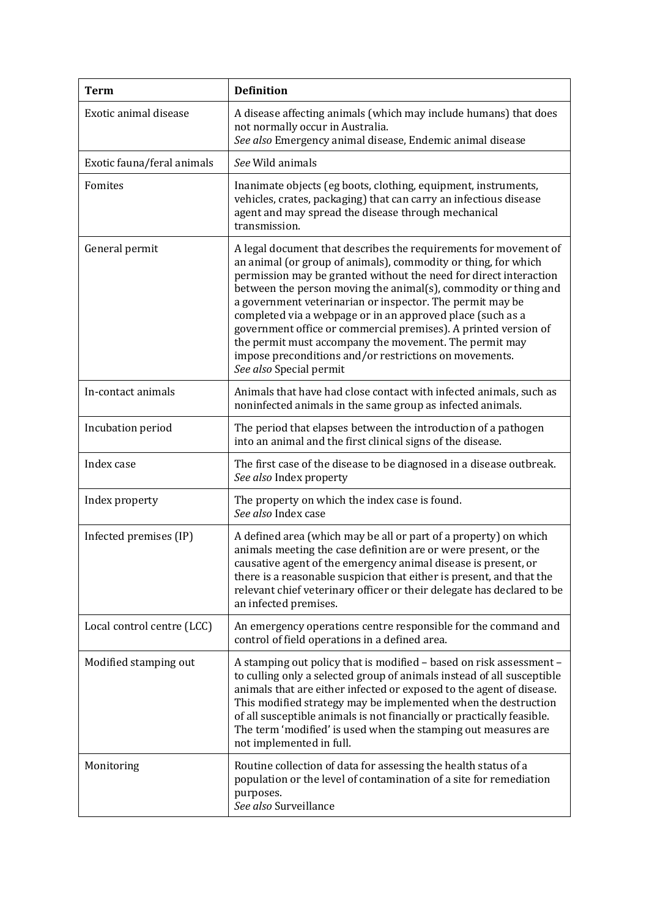| Term | Definition |
|---|---|
| Exotic animal disease | A disease affecting animals (which may include humans) that does not normally occur in Australia.<br>*See also* Emergency animal disease, Endemic animal disease |
| Exotic fauna/feral animals | *See* Wild animals |
| Fomites | Inanimate objects (eg boots, clothing, equipment, instruments, vehicles, crates, packaging) that can carry an infectious disease agent and may spread the disease through mechanical transmission. |
| General permit | A legal document that describes the requirements for movement of an animal (or group of animals), commodity or thing, for which permission may be granted without the need for direct interaction between the person moving the animal(s), commodity or thing and a government veterinarian or inspector. The permit may be completed via a webpage or in an approved place (such as a government office or commercial premises). A printed version of the permit must accompany the movement. The permit may impose preconditions and/or restrictions on movements.<br>*See also* Special permit |
| In-contact animals | Animals that have had close contact with infected animals, such as noninfected animals in the same group as infected animals. |
| Incubation period | The period that elapses between the introduction of a pathogen into an animal and the first clinical signs of the disease. |
| Index case | The first case of the disease to be diagnosed in a disease outbreak.<br>*See also* Index property |
| Index property | The property on which the index case is found.<br>*See also* Index case |
| Infected premises (IP) | A defined area (which may be all or part of a property) on which animals meeting the case definition are or were present, or the causative agent of the emergency animal disease is present, or there is a reasonable suspicion that either is present, and that the relevant chief veterinary officer or their delegate has declared to be an infected premises. |
| Local control centre (LCC) | An emergency operations centre responsible for the command and control of field operations in a defined area. |
| Modified stamping out | A stamping out policy that is modified – based on risk assessment – to culling only a selected group of animals instead of all susceptible animals that are either infected or exposed to the agent of disease. This modified strategy may be implemented when the destruction of all susceptible animals is not financially or practically feasible. The term 'modified' is used when the stamping out measures are not implemented in full. |
| Monitoring | Routine collection of data for assessing the health status of a population or the level of contamination of a site for remediation purposes.<br>*See also* Surveillance |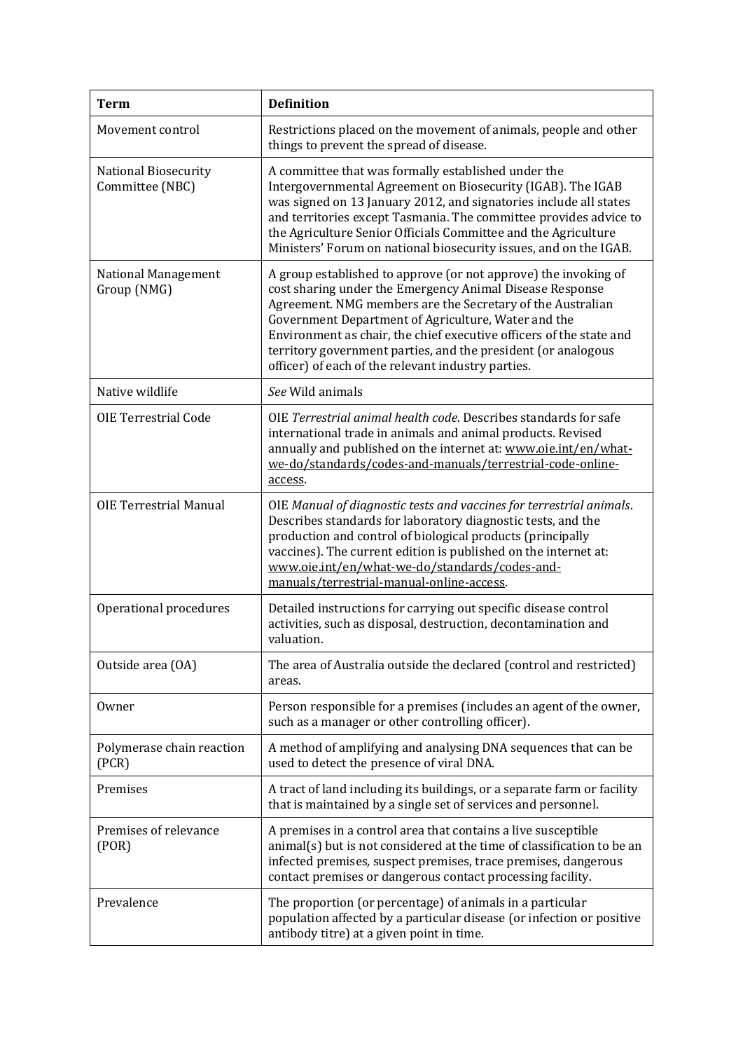| Term | Definition |
|---|---|
| Movement control | Restrictions placed on the movement of animals, people and other things to prevent the spread of disease. |
| National Biosecurity Committee (NBC) | A committee that was formally established under the Intergovernmental Agreement on Biosecurity (IGAB). The IGAB was signed on 13 January 2012, and signatories include all states and territories except Tasmania. The committee provides advice to the Agriculture Senior Officials Committee and the Agriculture Ministers' Forum on national biosecurity issues, and on the IGAB. |
| National Management Group (NMG) | A group established to approve (or not approve) the invoking of cost sharing under the Emergency Animal Disease Response Agreement. NMG members are the Secretary of the Australian Government Department of Agriculture, Water and the Environment as chair, the chief executive officers of the state and territory government parties, and the president (or analogous officer) of each of the relevant industry parties. |
| Native wildlife | *See* Wild animals |
| OIE Terrestrial Code | OIE *Terrestrial animal health code*. Describes standards for safe international trade in animals and animal products. Revised annually and published on the internet at: www.oie.int/en/what-we-do/standards/codes-and-manuals/terrestrial-code-online-access. |
| OIE Terrestrial Manual | OIE *Manual of diagnostic tests and vaccines for terrestrial animals*. Describes standards for laboratory diagnostic tests, and the production and control of biological products (principally vaccines). The current edition is published on the internet at: www.oie.int/en/what-we-do/standards/codes-and-manuals/terrestrial-manual-online-access. |
| Operational procedures | Detailed instructions for carrying out specific disease control activities, such as disposal, destruction, decontamination and valuation. |
| Outside area (OA) | The area of Australia outside the declared (control and restricted) areas. |
| Owner | Person responsible for a premises (includes an agent of the owner, such as a manager or other controlling officer). |
| Polymerase chain reaction (PCR) | A method of amplifying and analysing DNA sequences that can be used to detect the presence of viral DNA. |
| Premises | A tract of land including its buildings, or a separate farm or facility that is maintained by a single set of services and personnel. |
| Premises of relevance (POR) | A premises in a control area that contains a live susceptible animal(s) but is not considered at the time of classification to be an infected premises, suspect premises, trace premises, dangerous contact premises or dangerous contact processing facility. |
| Prevalence | The proportion (or percentage) of animals in a particular population affected by a particular disease (or infection or positive antibody titre) at a given point in time. |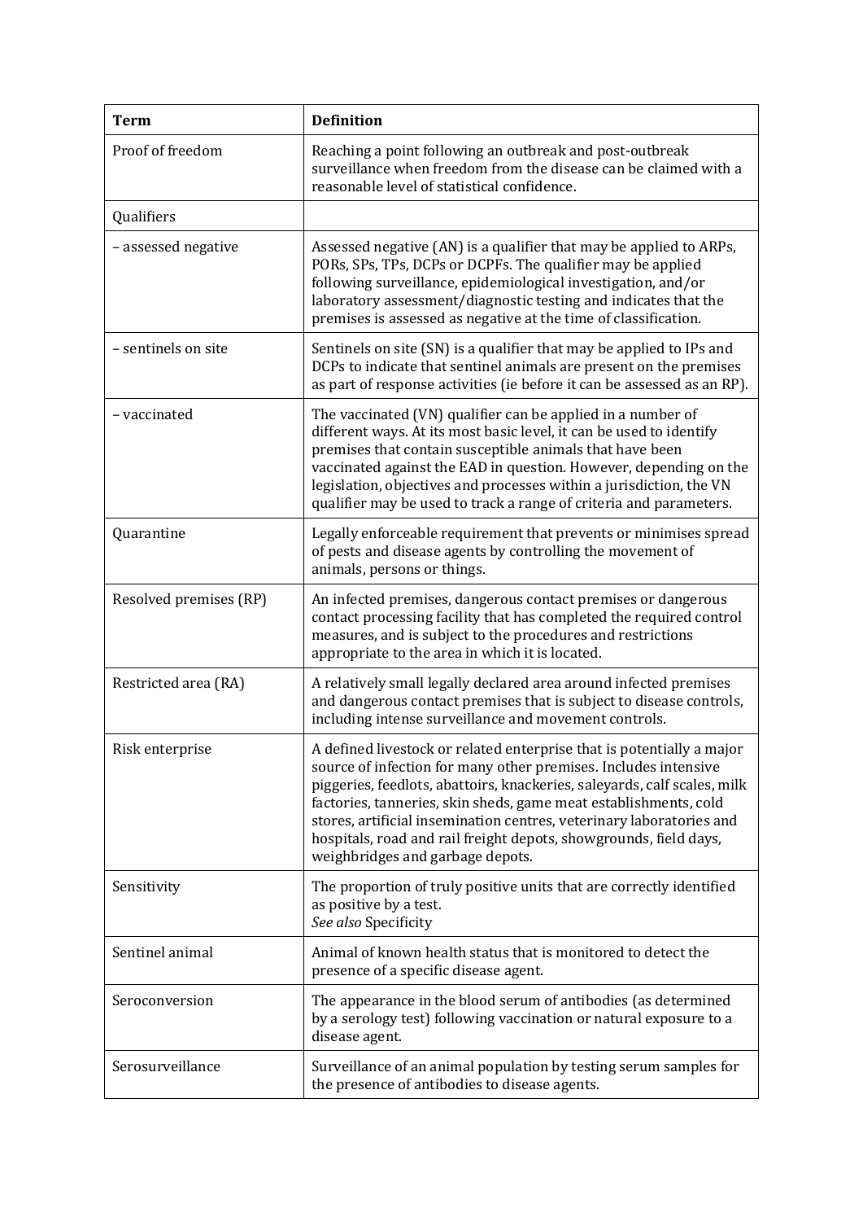| Term | Definition |
| --- | --- |
| Proof of freedom | Reaching a point following an outbreak and post-outbreak surveillance when freedom from the disease can be claimed with a reasonable level of statistical confidence. |
| Qualifiers | |
| – assessed negative | Assessed negative (AN) is a qualifier that may be applied to ARPs, PORs, SPs, TPs, DCPs or DCPFs. The qualifier may be applied following surveillance, epidemiological investigation, and/or laboratory assessment/diagnostic testing and indicates that the premises is assessed as negative at the time of classification. |
| – sentinels on site | Sentinels on site (SN) is a qualifier that may be applied to IPs and DCPs to indicate that sentinel animals are present on the premises as part of response activities (ie before it can be assessed as an RP). |
| – vaccinated | The vaccinated (VN) qualifier can be applied in a number of different ways. At its most basic level, it can be used to identify premises that contain susceptible animals that have been vaccinated against the EAD in question. However, depending on the legislation, objectives and processes within a jurisdiction, the VN qualifier may be used to track a range of criteria and parameters. |
| Quarantine | Legally enforceable requirement that prevents or minimises spread of pests and disease agents by controlling the movement of animals, persons or things. |
| Resolved premises (RP) | An infected premises, dangerous contact premises or dangerous contact processing facility that has completed the required control measures, and is subject to the procedures and restrictions appropriate to the area in which it is located. |
| Restricted area (RA) | A relatively small legally declared area around infected premises and dangerous contact premises that is subject to disease controls, including intense surveillance and movement controls. |
| Risk enterprise | A defined livestock or related enterprise that is potentially a major source of infection for many other premises. Includes intensive piggeries, feedlots, abattoirs, knackeries, saleyards, calf scales, milk factories, tanneries, skin sheds, game meat establishments, cold stores, artificial insemination centres, veterinary laboratories and hospitals, road and rail freight depots, showgrounds, field days, weighbridges and garbage depots. |
| Sensitivity | The proportion of truly positive units that are correctly identified as positive by a test.<br>*See also* Specificity |
| Sentinel animal | Animal of known health status that is monitored to detect the presence of a specific disease agent. |
| Seroconversion | The appearance in the blood serum of antibodies (as determined by a serology test) following vaccination or natural exposure to a disease agent. |
| Serosurveillance | Surveillance of an animal population by testing serum samples for the presence of antibodies to disease agents. |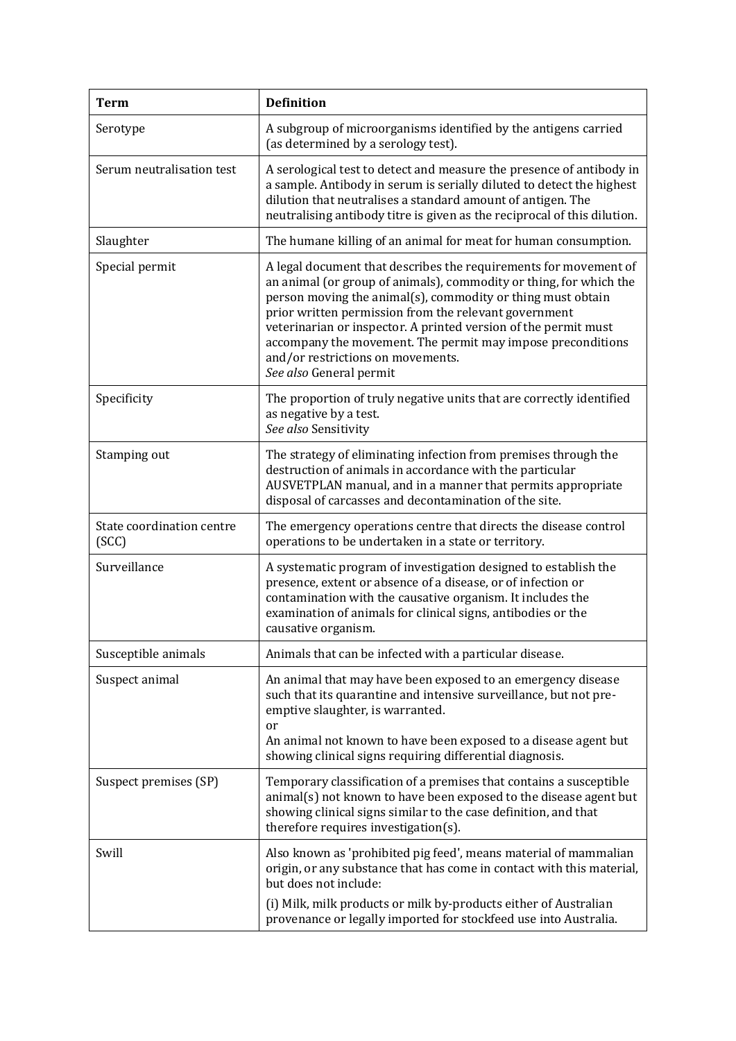| Term | Definition |
| --- | --- |
| Serotype | A subgroup of microorganisms identified by the antigens carried (as determined by a serology test). |
| Serum neutralisation test | A serological test to detect and measure the presence of antibody in a sample. Antibody in serum is serially diluted to detect the highest dilution that neutralises a standard amount of antigen. The neutralising antibody titre is given as the reciprocal of this dilution. |
| Slaughter | The humane killing of an animal for meat for human consumption. |
| Special permit | A legal document that describes the requirements for movement of an animal (or group of animals), commodity or thing, for which the person moving the animal(s), commodity or thing must obtain prior written permission from the relevant government veterinarian or inspector. A printed version of the permit must accompany the movement. The permit may impose preconditions and/or restrictions on movements.<br>*See also* General permit |
| Specificity | The proportion of truly negative units that are correctly identified as negative by a test.<br>*See also* Sensitivity |
| Stamping out | The strategy of eliminating infection from premises through the destruction of animals in accordance with the particular AUSVETPLAN manual, and in a manner that permits appropriate disposal of carcasses and decontamination of the site. |
| State coordination centre (SCC) | The emergency operations centre that directs the disease control operations to be undertaken in a state or territory. |
| Surveillance | A systematic program of investigation designed to establish the presence, extent or absence of a disease, or of infection or contamination with the causative organism. It includes the examination of animals for clinical signs, antibodies or the causative organism. |
| Susceptible animals | Animals that can be infected with a particular disease. |
| Suspect animal | An animal that may have been exposed to an emergency disease such that its quarantine and intensive surveillance, but not pre-emptive slaughter, is warranted.<br>or<br>An animal not known to have been exposed to a disease agent but showing clinical signs requiring differential diagnosis. |
| Suspect premises (SP) | Temporary classification of a premises that contains a susceptible animal(s) not known to have been exposed to the disease agent but showing clinical signs similar to the case definition, and that therefore requires investigation(s). |
| Swill | Also known as 'prohibited pig feed', means material of mammalian origin, or any substance that has come in contact with this material, but does not include:<br>(i) Milk, milk products or milk by-products either of Australian provenance or legally imported for stockfeed use into Australia. |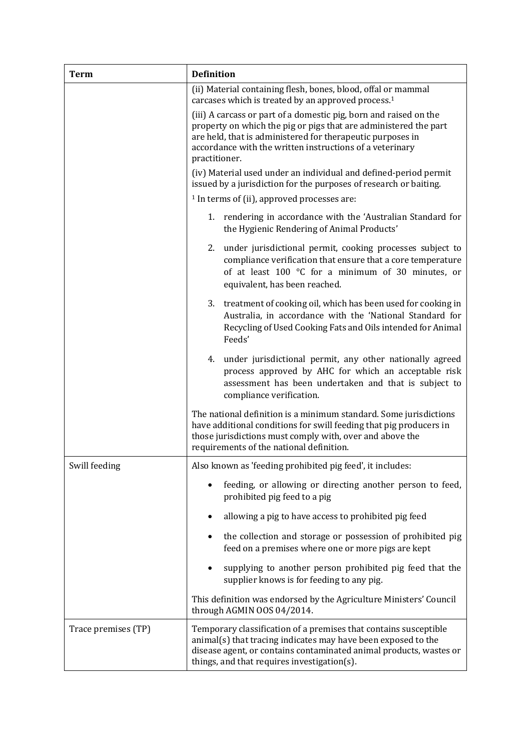| Term | Definition |
|---|---|
| | (ii) Material containing flesh, bones, blood, offal or mammal carcases which is treated by an approved process.[1]<br><br>(iii) A carcass or part of a domestic pig, born and raised on the property on which the pig or pigs that are administered the part are held, that is administered for therapeutic purposes in accordance with the written instructions of a veterinary practitioner.<br><br>(iv) Material used under an individual and defined-period permit issued by a jurisdiction for the purposes of research or baiting.<br><br>[1] In terms of (ii), approved processes are:<br><br>1. rendering in accordance with the 'Australian Standard for the Hygienic Rendering of Animal Products'<br>2. under jurisdictional permit, cooking processes subject to compliance verification that ensure that a core temperature of at least 100 °C for a minimum of 30 minutes, or equivalent, has been reached.<br>3. treatment of cooking oil, which has been used for cooking in Australia, in accordance with the 'National Standard for Recycling of Used Cooking Fats and Oils intended for Animal Feeds'<br>4. under jurisdictional permit, any other nationally agreed process approved by AHC for which an acceptable risk assessment has been undertaken and that is subject to compliance verification.<br><br>The national definition is a minimum standard. Some jurisdictions have additional conditions for swill feeding that pig producers in those jurisdictions must comply with, over and above the requirements of the national definition. |
| Swill feeding | Also known as 'feeding prohibited pig feed', it includes:<br><br>• feeding, or allowing or directing another person to feed, prohibited pig feed to a pig<br>• allowing a pig to have access to prohibited pig feed<br>• the collection and storage or possession of prohibited pig feed on a premises where one or more pigs are kept<br>• supplying to another person prohibited pig feed that the supplier knows is for feeding to any pig.<br><br>This definition was endorsed by the Agriculture Ministers' Council through AGMIN OOS 04/2014. |
| Trace premises (TP) | Temporary classification of a premises that contains susceptible animal(s) that tracing indicates may have been exposed to the disease agent, or contains contaminated animal products, wastes or things, and that requires investigation(s). |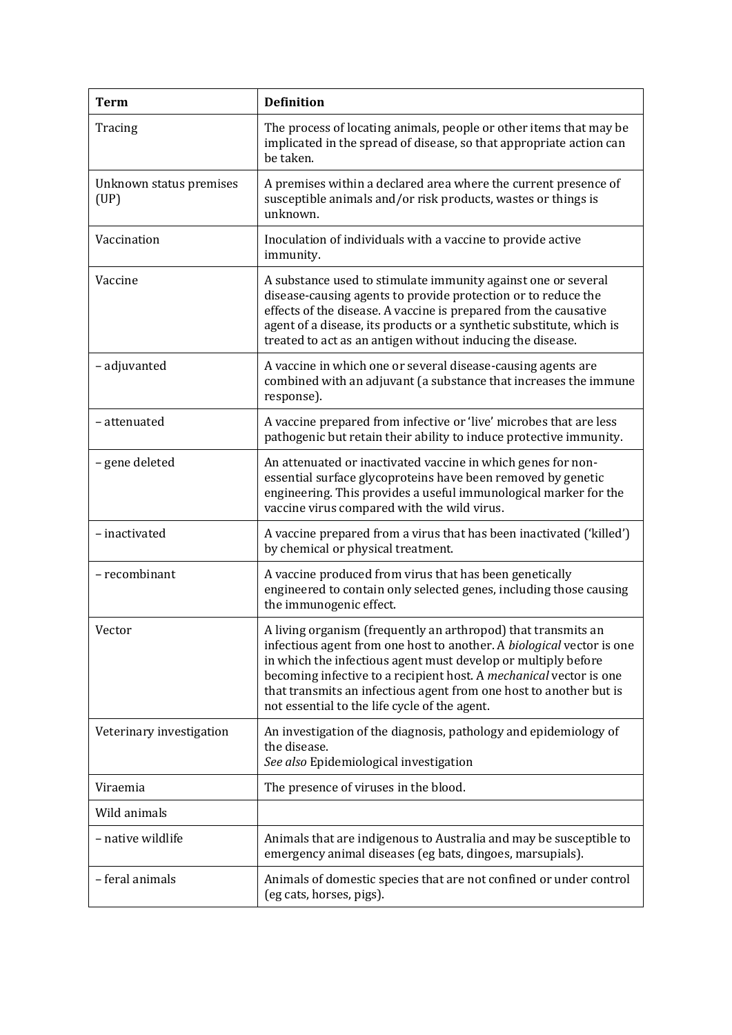| Term | Definition |
| --- | --- |
| Tracing | The process of locating animals, people or other items that may be implicated in the spread of disease, so that appropriate action can be taken. |
| Unknown status premises (UP) | A premises within a declared area where the current presence of susceptible animals and/or risk products, wastes or things is unknown. |
| Vaccination | Inoculation of individuals with a vaccine to provide active immunity. |
| Vaccine | A substance used to stimulate immunity against one or several disease-causing agents to provide protection or to reduce the effects of the disease. A vaccine is prepared from the causative agent of a disease, its products or a synthetic substitute, which is treated to act as an antigen without inducing the disease. |
| – adjuvanted | A vaccine in which one or several disease-causing agents are combined with an adjuvant (a substance that increases the immune response). |
| – attenuated | A vaccine prepared from infective or 'live' microbes that are less pathogenic but retain their ability to induce protective immunity. |
| – gene deleted | An attenuated or inactivated vaccine in which genes for non-essential surface glycoproteins have been removed by genetic engineering. This provides a useful immunological marker for the vaccine virus compared with the wild virus. |
| – inactivated | A vaccine prepared from a virus that has been inactivated ('killed') by chemical or physical treatment. |
| – recombinant | A vaccine produced from virus that has been genetically engineered to contain only selected genes, including those causing the immunogenic effect. |
| Vector | A living organism (frequently an arthropod) that transmits an infectious agent from one host to another. A *biological* vector is one in which the infectious agent must develop or multiply before becoming infective to a recipient host. A *mechanical* vector is one that transmits an infectious agent from one host to another but is not essential to the life cycle of the agent. |
| Veterinary investigation | An investigation of the diagnosis, pathology and epidemiology of the disease. *See also* Epidemiological investigation |
| Viraemia | The presence of viruses in the blood. |
| Wild animals | |
| – native wildlife | Animals that are indigenous to Australia and may be susceptible to emergency animal diseases (eg bats, dingoes, marsupials). |
| – feral animals | Animals of domestic species that are not confined or under control (eg cats, horses, pigs). |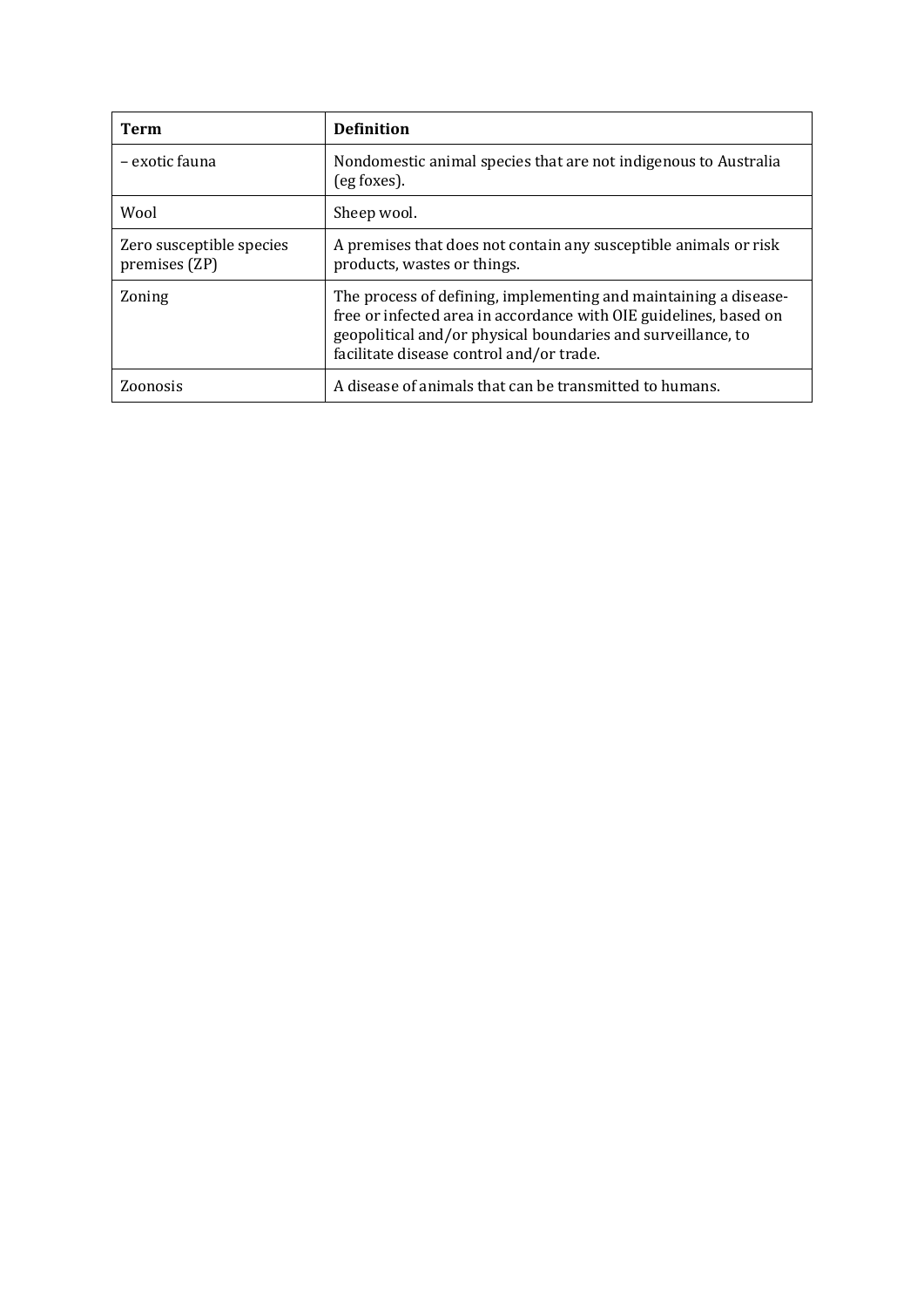| Term | Definition |
| --- | --- |
| – exotic fauna | Nondomestic animal species that are not indigenous to Australia (eg foxes). |
| Wool | Sheep wool. |
| Zero susceptible species premises (ZP) | A premises that does not contain any susceptible animals or risk products, wastes or things. |
| Zoning | The process of defining, implementing and maintaining a disease-free or infected area in accordance with OIE guidelines, based on geopolitical and/or physical boundaries and surveillance, to facilitate disease control and/or trade. |
| Zoonosis | A disease of animals that can be transmitted to humans. |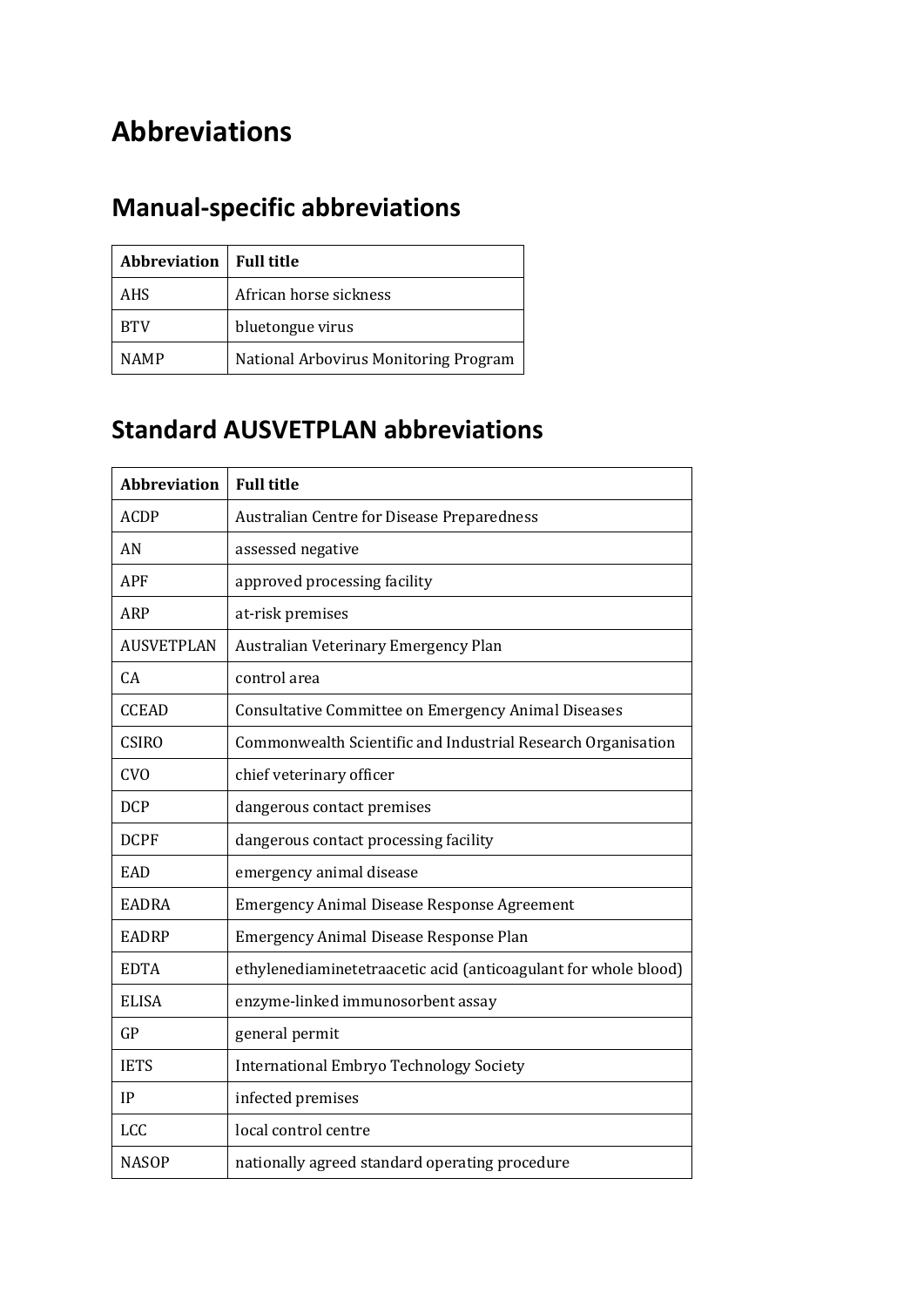# Abbreviations

## Manual-specific abbreviations

| Abbreviation | Full title |
|---|---|
| AHS | African horse sickness |
| BTV | bluetongue virus |
| NAMP | National Arbovirus Monitoring Program |

## Standard AUSVETPLAN abbreviations

| Abbreviation | Full title |
|---|---|
| ACDP | Australian Centre for Disease Preparedness |
| AN | assessed negative |
| APF | approved processing facility |
| ARP | at-risk premises |
| AUSVETPLAN | Australian Veterinary Emergency Plan |
| CA | control area |
| CCEAD | Consultative Committee on Emergency Animal Diseases |
| CSIRO | Commonwealth Scientific and Industrial Research Organisation |
| CVO | chief veterinary officer |
| DCP | dangerous contact premises |
| DCPF | dangerous contact processing facility |
| EAD | emergency animal disease |
| EADRA | Emergency Animal Disease Response Agreement |
| EADRP | Emergency Animal Disease Response Plan |
| EDTA | ethylenediaminetetraacetic acid (anticoagulant for whole blood) |
| ELISA | enzyme-linked immunosorbent assay |
| GP | general permit |
| IETS | International Embryo Technology Society |
| IP | infected premises |
| LCC | local control centre |
| NASOP | nationally agreed standard operating procedure |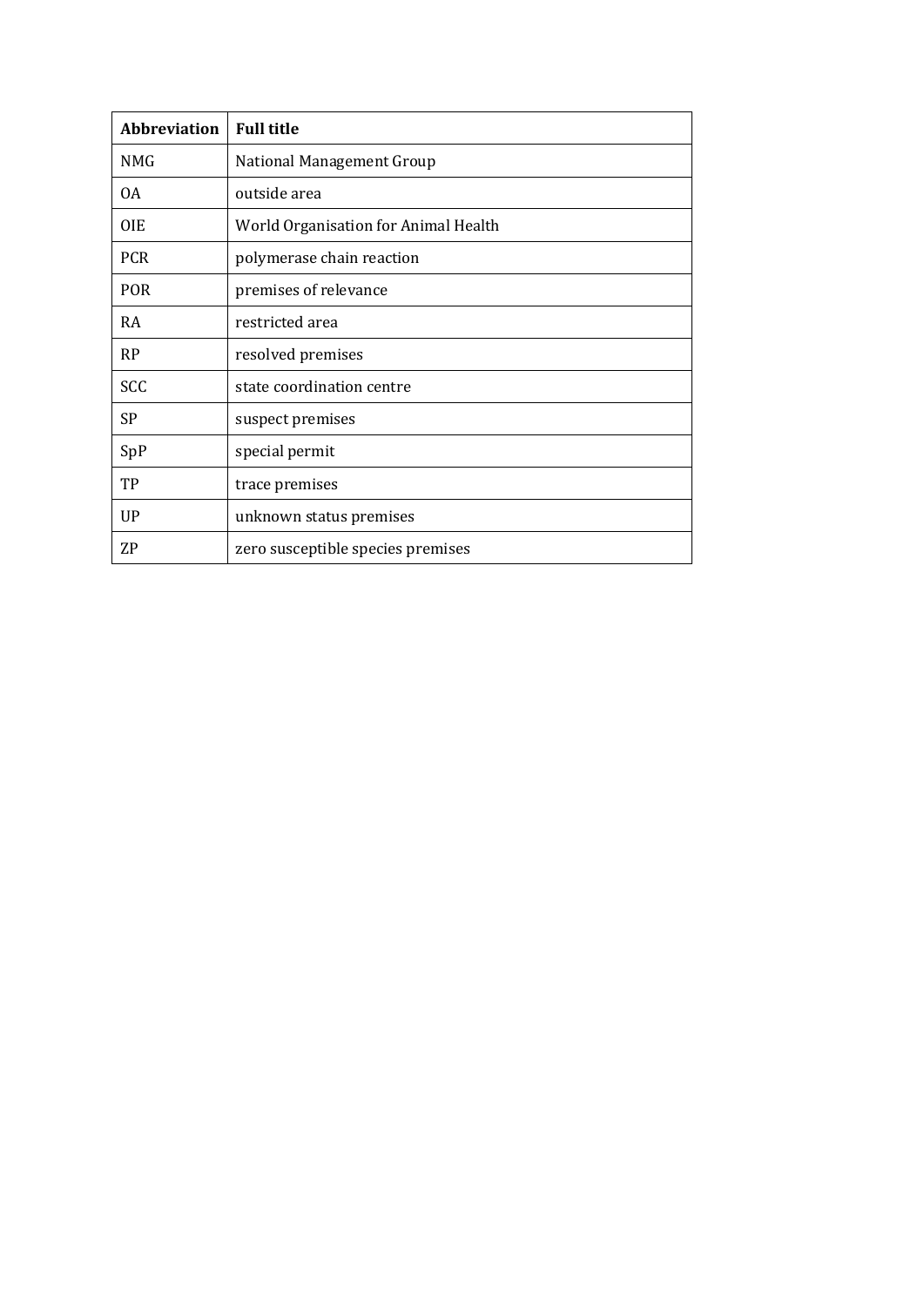| Abbreviation | Full title |
| --- | --- |
| NMG | National Management Group |
| OA | outside area |
| OIE | World Organisation for Animal Health |
| PCR | polymerase chain reaction |
| POR | premises of relevance |
| RA | restricted area |
| RP | resolved premises |
| SCC | state coordination centre |
| SP | suspect premises |
| SpP | special permit |
| TP | trace premises |
| UP | unknown status premises |
| ZP | zero susceptible species premises |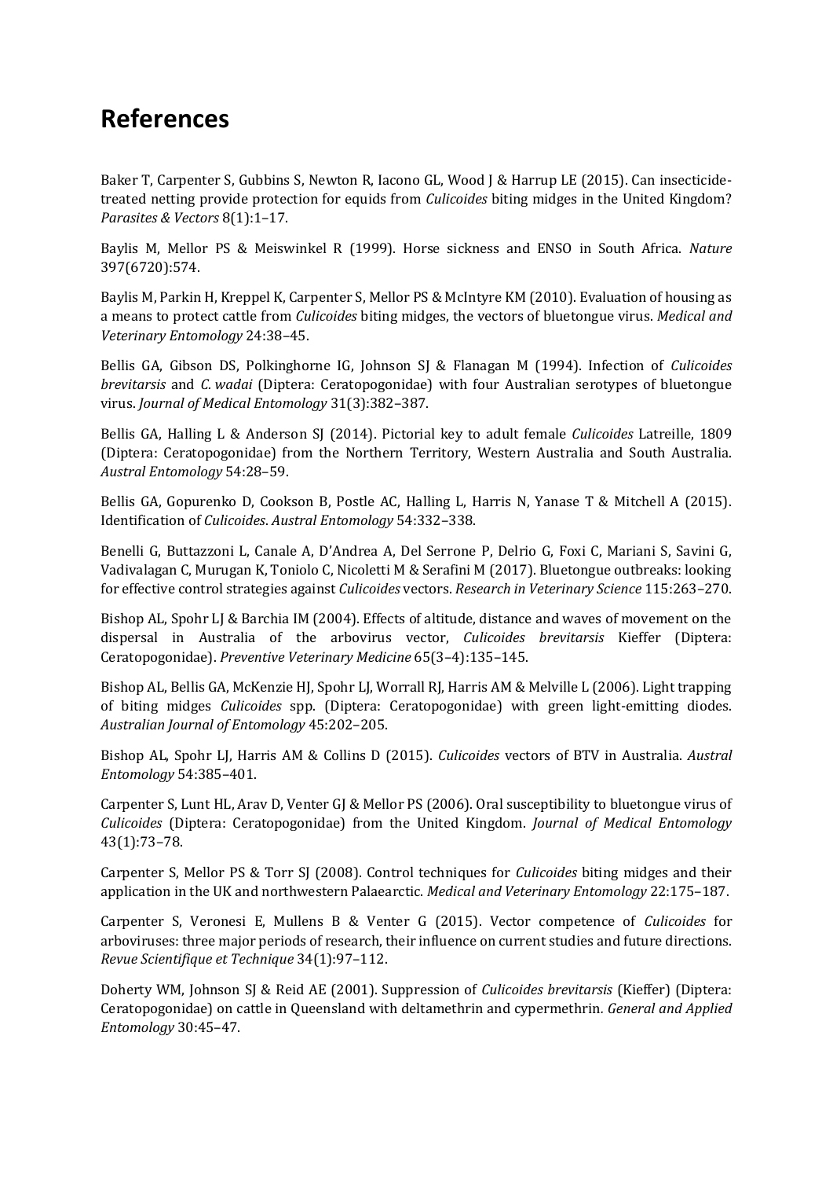# References

Baker T, Carpenter S, Gubbins S, Newton R, Iacono GL, Wood J & Harrup LE (2015). Can insecticide-treated netting provide protection for equids from *Culicoides* biting midges in the United Kingdom? *Parasites & Vectors* 8(1):1–17.

Baylis M, Mellor PS & Meiswinkel R (1999). Horse sickness and ENSO in South Africa. *Nature* 397(6720):574.

Baylis M, Parkin H, Kreppel K, Carpenter S, Mellor PS & McIntyre KM (2010). Evaluation of housing as a means to protect cattle from *Culicoides* biting midges, the vectors of bluetongue virus. *Medical and Veterinary Entomology* 24:38–45.

Bellis GA, Gibson DS, Polkinghorne IG, Johnson SJ & Flanagan M (1994). Infection of *Culicoides brevitarsis* and *C. wadai* (Diptera: Ceratopogonidae) with four Australian serotypes of bluetongue virus. *Journal of Medical Entomology* 31(3):382–387.

Bellis GA, Halling L & Anderson SJ (2014). Pictorial key to adult female *Culicoides* Latreille, 1809 (Diptera: Ceratopogonidae) from the Northern Territory, Western Australia and South Australia. *Austral Entomology* 54:28–59.

Bellis GA, Gopurenko D, Cookson B, Postle AC, Halling L, Harris N, Yanase T & Mitchell A (2015). Identification of *Culicoides*. *Austral Entomology* 54:332–338.

Benelli G, Buttazzoni L, Canale A, D'Andrea A, Del Serrone P, Delrio G, Foxi C, Mariani S, Savini G, Vadivalagan C, Murugan K, Toniolo C, Nicoletti M & Serafini M (2017). Bluetongue outbreaks: looking for effective control strategies against *Culicoides* vectors. *Research in Veterinary Science* 115:263–270.

Bishop AL, Spohr LJ & Barchia IM (2004). Effects of altitude, distance and waves of movement on the dispersal in Australia of the arbovirus vector, *Culicoides brevitarsis* Kieffer (Diptera: Ceratopogonidae). *Preventive Veterinary Medicine* 65(3–4):135–145.

Bishop AL, Bellis GA, McKenzie HJ, Spohr LJ, Worrall RJ, Harris AM & Melville L (2006). Light trapping of biting midges *Culicoides* spp. (Diptera: Ceratopogonidae) with green light-emitting diodes. *Australian Journal of Entomology* 45:202–205.

Bishop AL, Spohr LJ, Harris AM & Collins D (2015). *Culicoides* vectors of BTV in Australia. *Austral Entomology* 54:385–401.

Carpenter S, Lunt HL, Arav D, Venter GJ & Mellor PS (2006). Oral susceptibility to bluetongue virus of *Culicoides* (Diptera: Ceratopogonidae) from the United Kingdom. *Journal of Medical Entomology* 43(1):73–78.

Carpenter S, Mellor PS & Torr SJ (2008). Control techniques for *Culicoides* biting midges and their application in the UK and northwestern Palaearctic. *Medical and Veterinary Entomology* 22:175–187.

Carpenter S, Veronesi E, Mullens B & Venter G (2015). Vector competence of *Culicoides* for arboviruses: three major periods of research, their influence on current studies and future directions. *Revue Scientifique et Technique* 34(1):97–112.

Doherty WM, Johnson SJ & Reid AE (2001). Suppression of *Culicoides brevitarsis* (Kieffer) (Diptera: Ceratopogonidae) on cattle in Queensland with deltamethrin and cypermethrin. *General and Applied Entomology* 30:45–47.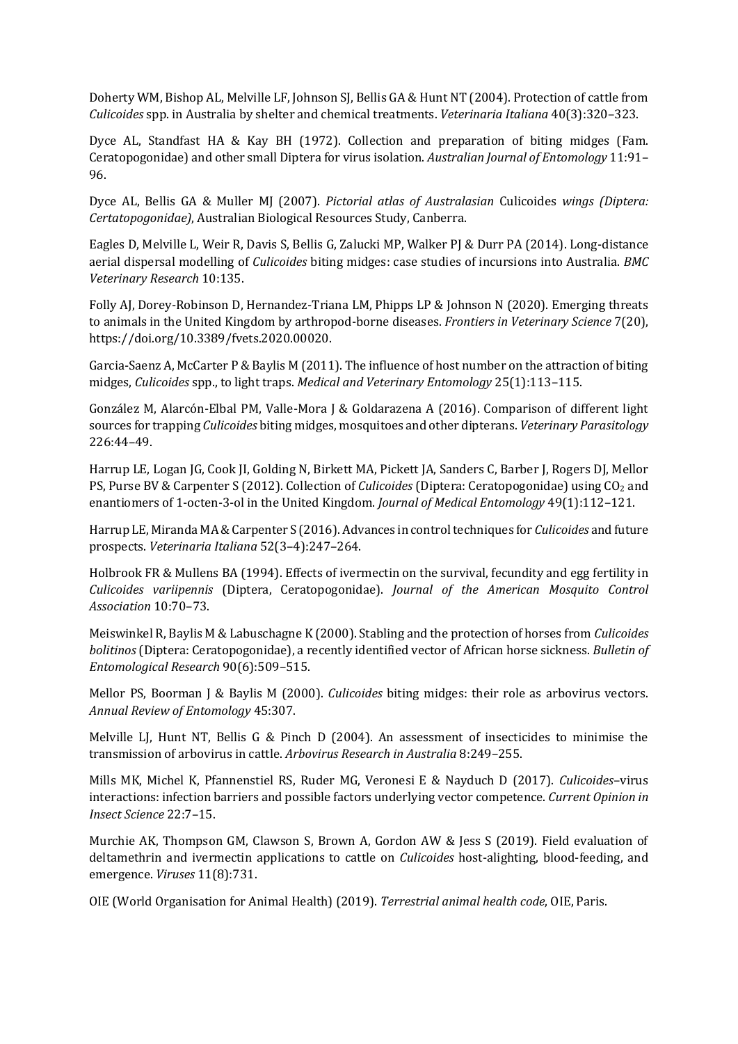Doherty WM, Bishop AL, Melville LF, Johnson SJ, Bellis GA & Hunt NT (2004). Protection of cattle from *Culicoides* spp. in Australia by shelter and chemical treatments. *Veterinaria Italiana* 40(3):320–323.

Dyce AL, Standfast HA & Kay BH (1972). Collection and preparation of biting midges (Fam. Ceratopogonidae) and other small Diptera for virus isolation. *Australian Journal of Entomology* 11:91–96.

Dyce AL, Bellis GA & Muller MJ (2007). *Pictorial atlas of Australasian* Culicoides *wings (Diptera: Certatopogonidae)*, Australian Biological Resources Study, Canberra.

Eagles D, Melville L, Weir R, Davis S, Bellis G, Zalucki MP, Walker PJ & Durr PA (2014). Long-distance aerial dispersal modelling of *Culicoides* biting midges: case studies of incursions into Australia. *BMC Veterinary Research* 10:135.

Folly AJ, Dorey-Robinson D, Hernandez-Triana LM, Phipps LP & Johnson N (2020). Emerging threats to animals in the United Kingdom by arthropod-borne diseases. *Frontiers in Veterinary Science* 7(20), https://doi.org/10.3389/fvets.2020.00020.

Garcia-Saenz A, McCarter P & Baylis M (2011). The influence of host number on the attraction of biting midges, *Culicoides* spp., to light traps. *Medical and Veterinary Entomology* 25(1):113–115.

González M, Alarcón-Elbal PM, Valle-Mora J & Goldarazena A (2016). Comparison of different light sources for trapping *Culicoides* biting midges, mosquitoes and other dipterans. *Veterinary Parasitology* 226:44–49.

Harrup LE, Logan JG, Cook JI, Golding N, Birkett MA, Pickett JA, Sanders C, Barber J, Rogers DJ, Mellor PS, Purse BV & Carpenter S (2012). Collection of *Culicoides* (Diptera: Ceratopogonidae) using $CO_2$ and enantiomers of 1-octen-3-ol in the United Kingdom. *Journal of Medical Entomology* 49(1):112–121.

Harrup LE, Miranda MA & Carpenter S (2016). Advances in control techniques for *Culicoides* and future prospects. *Veterinaria Italiana* 52(3–4):247–264.

Holbrook FR & Mullens BA (1994). Effects of ivermectin on the survival, fecundity and egg fertility in *Culicoides variipennis* (Diptera, Ceratopogonidae). *Journal of the American Mosquito Control Association* 10:70–73.

Meiswinkel R, Baylis M & Labuschagne K (2000). Stabling and the protection of horses from *Culicoides bolitinos* (Diptera: Ceratopogonidae), a recently identified vector of African horse sickness. *Bulletin of Entomological Research* 90(6):509–515.

Mellor PS, Boorman J & Baylis M (2000). *Culicoides* biting midges: their role as arbovirus vectors. *Annual Review of Entomology* 45:307.

Melville LJ, Hunt NT, Bellis G & Pinch D (2004). An assessment of insecticides to minimise the transmission of arbovirus in cattle. *Arbovirus Research in Australia* 8:249–255.

Mills MK, Michel K, Pfannenstiel RS, Ruder MG, Veronesi E & Nayduch D (2017). *Culicoides*–virus interactions: infection barriers and possible factors underlying vector competence. *Current Opinion in Insect Science* 22:7–15.

Murchie AK, Thompson GM, Clawson S, Brown A, Gordon AW & Jess S (2019). Field evaluation of deltamethrin and ivermectin applications to cattle on *Culicoides* host-alighting, blood-feeding, and emergence. *Viruses* 11(8):731.

OIE (World Organisation for Animal Health) (2019). *Terrestrial animal health code*, OIE, Paris.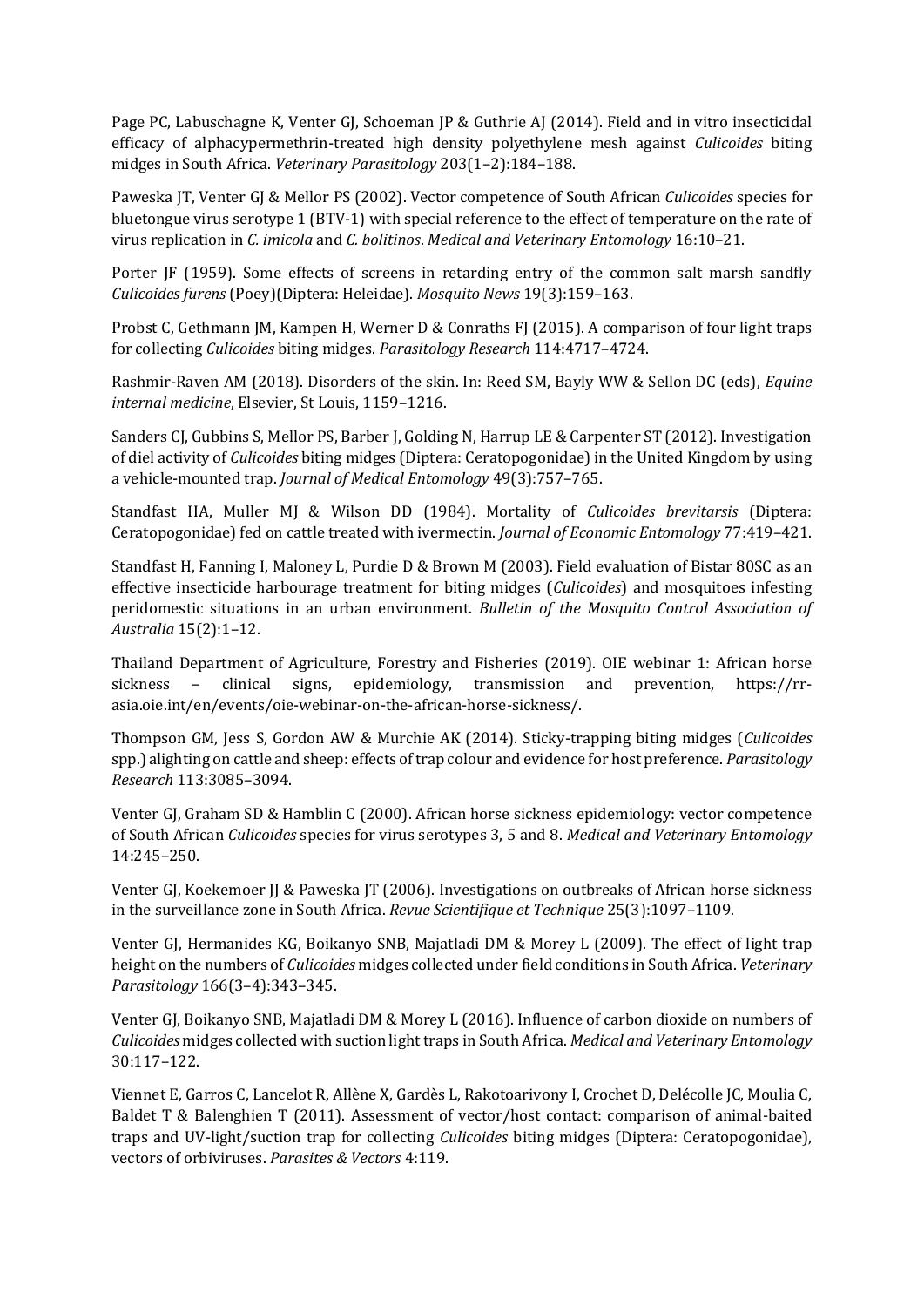Page PC, Labuschagne K, Venter GJ, Schoeman JP & Guthrie AJ (2014). Field and in vitro insecticidal efficacy of alphacypermethrin-treated high density polyethylene mesh against *Culicoides* biting midges in South Africa. *Veterinary Parasitology* 203(1–2):184–188.

Paweska JT, Venter GJ & Mellor PS (2002). Vector competence of South African *Culicoides* species for bluetongue virus serotype 1 (BTV-1) with special reference to the effect of temperature on the rate of virus replication in *C. imicola* and *C. bolitinos*. *Medical and Veterinary Entomology* 16:10–21.

Porter JF (1959). Some effects of screens in retarding entry of the common salt marsh sandfly *Culicoides furens* (Poey)(Diptera: Heleidae). *Mosquito News* 19(3):159–163.

Probst C, Gethmann JM, Kampen H, Werner D & Conraths FJ (2015). A comparison of four light traps for collecting *Culicoides* biting midges. *Parasitology Research* 114:4717–4724.

Rashmir-Raven AM (2018). Disorders of the skin. In: Reed SM, Bayly WW & Sellon DC (eds), *Equine internal medicine*, Elsevier, St Louis, 1159–1216.

Sanders CJ, Gubbins S, Mellor PS, Barber J, Golding N, Harrup LE & Carpenter ST (2012). Investigation of diel activity of *Culicoides* biting midges (Diptera: Ceratopogonidae) in the United Kingdom by using a vehicle-mounted trap. *Journal of Medical Entomology* 49(3):757–765.

Standfast HA, Muller MJ & Wilson DD (1984). Mortality of *Culicoides brevitarsis* (Diptera: Ceratopogonidae) fed on cattle treated with ivermectin. *Journal of Economic Entomology* 77:419–421.

Standfast H, Fanning I, Maloney L, Purdie D & Brown M (2003). Field evaluation of Bistar 80SC as an effective insecticide harbourage treatment for biting midges (*Culicoides*) and mosquitoes infesting peridomestic situations in an urban environment. *Bulletin of the Mosquito Control Association of Australia* 15(2):1–12.

Thailand Department of Agriculture, Forestry and Fisheries (2019). OIE webinar 1: African horse sickness – clinical signs, epidemiology, transmission and prevention, https://rr-asia.oie.int/en/events/oie-webinar-on-the-african-horse-sickness/.

Thompson GM, Jess S, Gordon AW & Murchie AK (2014). Sticky-trapping biting midges (*Culicoides* spp.) alighting on cattle and sheep: effects of trap colour and evidence for host preference. *Parasitology Research* 113:3085–3094.

Venter GJ, Graham SD & Hamblin C (2000). African horse sickness epidemiology: vector competence of South African *Culicoides* species for virus serotypes 3, 5 and 8. *Medical and Veterinary Entomology* 14:245–250.

Venter GJ, Koekemoer JJ & Paweska JT (2006). Investigations on outbreaks of African horse sickness in the surveillance zone in South Africa. *Revue Scientifique et Technique* 25(3):1097–1109.

Venter GJ, Hermanides KG, Boikanyo SNB, Majatladi DM & Morey L (2009). The effect of light trap height on the numbers of *Culicoides* midges collected under field conditions in South Africa. *Veterinary Parasitology* 166(3–4):343–345.

Venter GJ, Boikanyo SNB, Majatladi DM & Morey L (2016). Influence of carbon dioxide on numbers of *Culicoides* midges collected with suction light traps in South Africa. *Medical and Veterinary Entomology* 30:117–122.

Viennet E, Garros C, Lancelot R, Allène X, Gardès L, Rakotoarivony I, Crochet D, Delécolle JC, Moulia C, Baldet T & Balenghien T (2011). Assessment of vector/host contact: comparison of animal-baited traps and UV-light/suction trap for collecting *Culicoides* biting midges (Diptera: Ceratopogonidae), vectors of orbiviruses. *Parasites & Vectors* 4:119.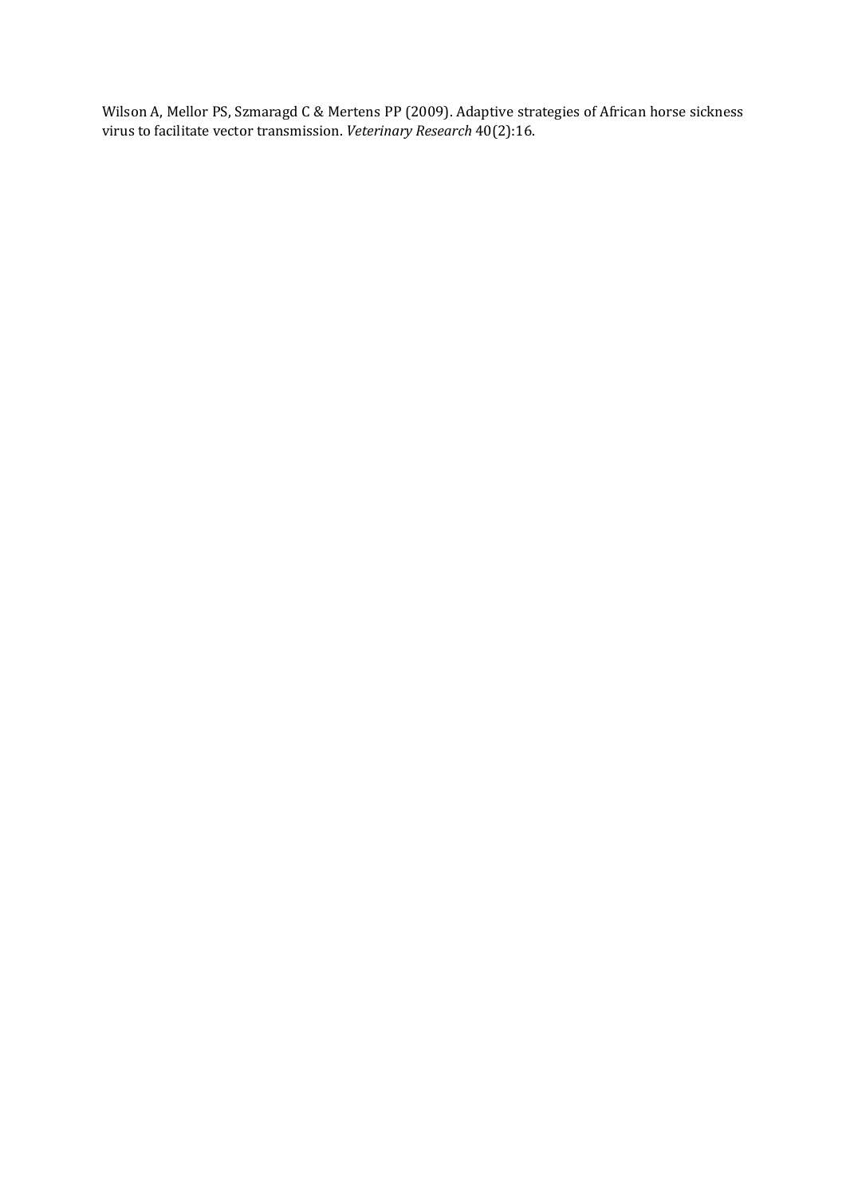Wilson A, Mellor PS, Szmaragd C & Mertens PP (2009). Adaptive strategies of African horse sickness virus to facilitate vector transmission. *Veterinary Research* 40(2):16.